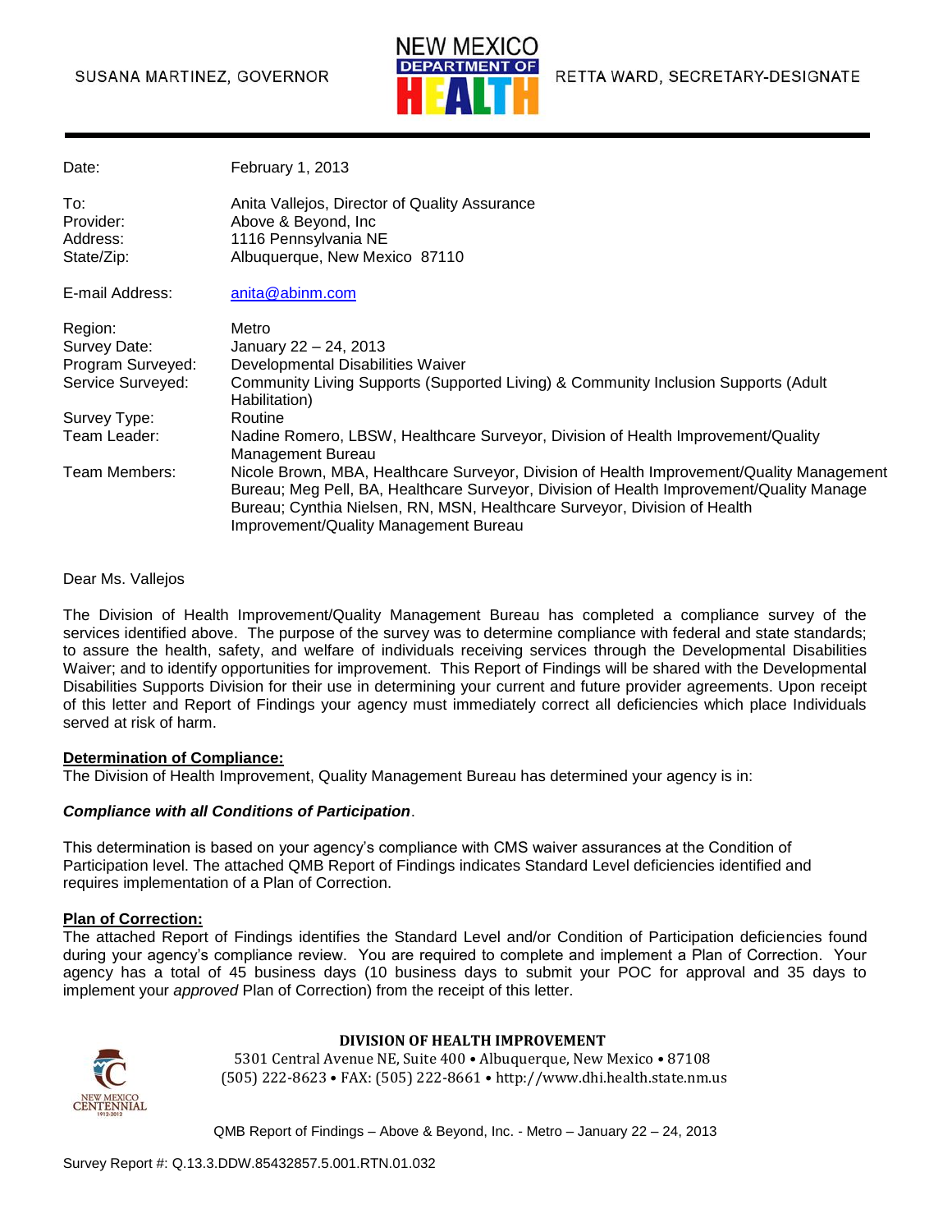SUSANA MARTINEZ, GOVERNOR

NEW MEXICO DEPARTMENT OF HEALTH

RETTA WARD, SECRETARY-DESIGNATE

| | |
|---|---|
| Date: | February 1, 2013 |
| To: | Anita Vallejos, Director of Quality Assurance |
| Provider: | Above & Beyond, Inc |
| Address: | 1116 Pennsylvania NE |
| State/Zip: | Albuquerque, New Mexico 87110 |
| E-mail Address: | anita@abinm.com |
| Region: | Metro |
| Survey Date: | January 22 – 24, 2013 |
| Program Surveyed: | Developmental Disabilities Waiver |
| Service Surveyed: | Community Living Supports (Supported Living) & Community Inclusion Supports (Adult Habilitation) |
| Survey Type: | Routine |
| Team Leader: | Nadine Romero, LBSW, Healthcare Surveyor, Division of Health Improvement/Quality Management Bureau |
| Team Members: | Nicole Brown, MBA, Healthcare Surveyor, Division of Health Improvement/Quality Management Bureau; Meg Pell, BA, Healthcare Surveyor, Division of Health Improvement/Quality Manage Bureau; Cynthia Nielsen, RN, MSN, Healthcare Surveyor, Division of Health Improvement/Quality Management Bureau |

Dear Ms. Vallejos

The Division of Health Improvement/Quality Management Bureau has completed a compliance survey of the services identified above. The purpose of the survey was to determine compliance with federal and state standards; to assure the health, safety, and welfare of individuals receiving services through the Developmental Disabilities Waiver; and to identify opportunities for improvement. This Report of Findings will be shared with the Developmental Disabilities Supports Division for their use in determining your current and future provider agreements. Upon receipt of this letter and Report of Findings your agency must immediately correct all deficiencies which place Individuals served at risk of harm.

**Determination of Compliance:**

The Division of Health Improvement, Quality Management Bureau has determined your agency is in:

***Compliance with all Conditions of Participation***.

This determination is based on your agency's compliance with CMS waiver assurances at the Condition of Participation level. The attached QMB Report of Findings indicates Standard Level deficiencies identified and requires implementation of a Plan of Correction.

**Plan of Correction:**

The attached Report of Findings identifies the Standard Level and/or Condition of Participation deficiencies found during your agency's compliance review. You are required to complete and implement a Plan of Correction. Your agency has a total of 45 business days (10 business days to submit your POC for approval and 35 days to implement your *approved* Plan of Correction) from the receipt of this letter.

**DIVISION OF HEALTH IMPROVEMENT**
5301 Central Avenue NE, Suite 400 • Albuquerque, New Mexico • 87108
(505) 222-8623 • FAX: (505) 222-8661 • http://www.dhi.health.state.nm.us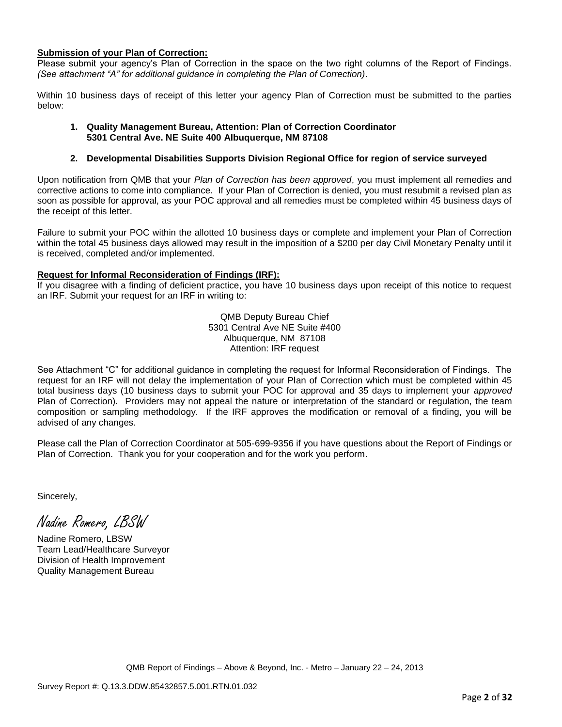**Submission of your Plan of Correction:**

Please submit your agency's Plan of Correction in the space on the two right columns of the Report of Findings. *(See attachment "A" for additional guidance in completing the Plan of Correction)*.

Within 10 business days of receipt of this letter your agency Plan of Correction must be submitted to the parties below:

1. **Quality Management Bureau, Attention: Plan of Correction Coordinator**
   **5301 Central Ave. NE Suite 400 Albuquerque, NM 87108**

2. **Developmental Disabilities Supports Division Regional Office for region of service surveyed**

Upon notification from QMB that your *Plan of Correction has been approved*, you must implement all remedies and corrective actions to come into compliance. If your Plan of Correction is denied, you must resubmit a revised plan as soon as possible for approval, as your POC approval and all remedies must be completed within 45 business days of the receipt of this letter.

Failure to submit your POC within the allotted 10 business days or complete and implement your Plan of Correction within the total 45 business days allowed may result in the imposition of a $200 per day Civil Monetary Penalty until it is received, completed and/or implemented.

**Request for Informal Reconsideration of Findings (IRF):**

If you disagree with a finding of deficient practice, you have 10 business days upon receipt of this notice to request an IRF. Submit your request for an IRF in writing to:

QMB Deputy Bureau Chief
5301 Central Ave NE Suite #400
Albuquerque, NM 87108
Attention: IRF request

See Attachment "C" for additional guidance in completing the request for Informal Reconsideration of Findings. The request for an IRF will not delay the implementation of your Plan of Correction which must be completed within 45 total business days (10 business days to submit your POC for approval and 35 days to implement your *approved* Plan of Correction). Providers may not appeal the nature or interpretation of the standard or regulation, the team composition or sampling methodology. If the IRF approves the modification or removal of a finding, you will be advised of any changes.

Please call the Plan of Correction Coordinator at 505-699-9356 if you have questions about the Report of Findings or Plan of Correction. Thank you for your cooperation and for the work you perform.

Sincerely,

*Nadine Romero, LBSW*

Nadine Romero, LBSW
Team Lead/Healthcare Surveyor
Division of Health Improvement
Quality Management Bureau

QMB Report of Findings – Above & Beyond, Inc. - Metro – January 22 – 24, 2013

Survey Report #: Q.13.3.DDW.85432857.5.001.RTN.01.032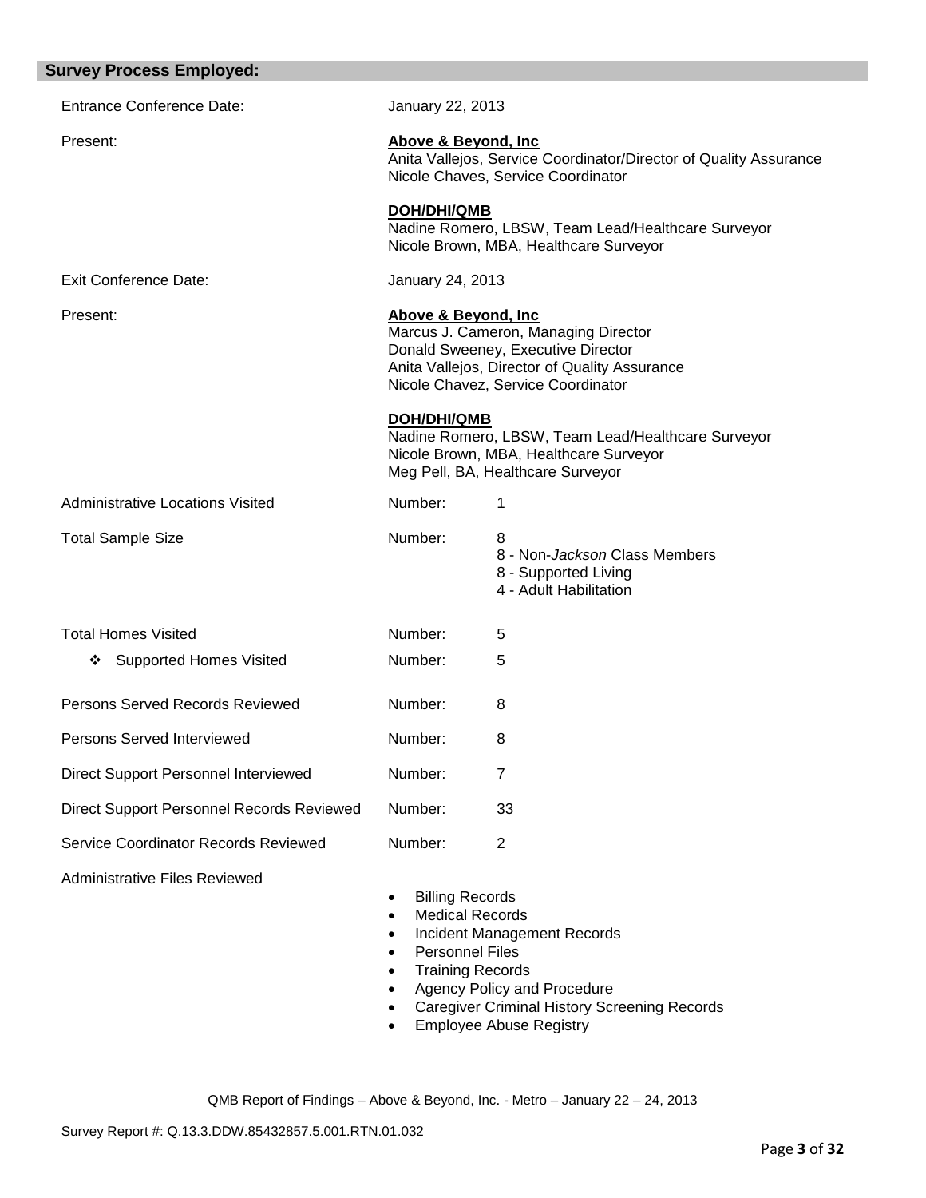## Survey Process Employed:

| | | |
|---|---|---|
| Entrance Conference Date: | January 22, 2013 | |
| Present: | **Above & Beyond, Inc**<br>Anita Vallejos, Service Coordinator/Director of Quality Assurance<br>Nicole Chaves, Service Coordinator<br><br>**DOH/DHI/QMB**<br>Nadine Romero, LBSW, Team Lead/Healthcare Surveyor<br>Nicole Brown, MBA, Healthcare Surveyor | |
| Exit Conference Date: | January 24, 2013 | |
| Present: | **Above & Beyond, Inc**<br>Marcus J. Cameron, Managing Director<br>Donald Sweeney, Executive Director<br>Anita Vallejos, Director of Quality Assurance<br>Nicole Chavez, Service Coordinator<br><br>**DOH/DHI/QMB**<br>Nadine Romero, LBSW, Team Lead/Healthcare Surveyor<br>Nicole Brown, MBA, Healthcare Surveyor<br>Meg Pell, BA, Healthcare Surveyor | |
| Administrative Locations Visited | Number: | 1 |
| Total Sample Size | Number: | 8<br>8 - Non-*Jackson* Class Members<br>8 - Supported Living<br>4 - Adult Habilitation |
| Total Homes Visited | Number: | 5 |
| ❖ Supported Homes Visited | Number: | 5 |
| Persons Served Records Reviewed | Number: | 8 |
| Persons Served Interviewed | Number: | 8 |
| Direct Support Personnel Interviewed | Number: | 7 |
| Direct Support Personnel Records Reviewed | Number: | 33 |
| Service Coordinator Records Reviewed | Number: | 2 |

Administrative Files Reviewed

- Billing Records
- Medical Records
- Incident Management Records
- Personnel Files
- Training Records
- Agency Policy and Procedure
- Caregiver Criminal History Screening Records
- Employee Abuse Registry

QMB Report of Findings – Above & Beyond, Inc. - Metro – January 22 – 24, 2013

Survey Report #: Q.13.3.DDW.85432857.5.001.RTN.01.032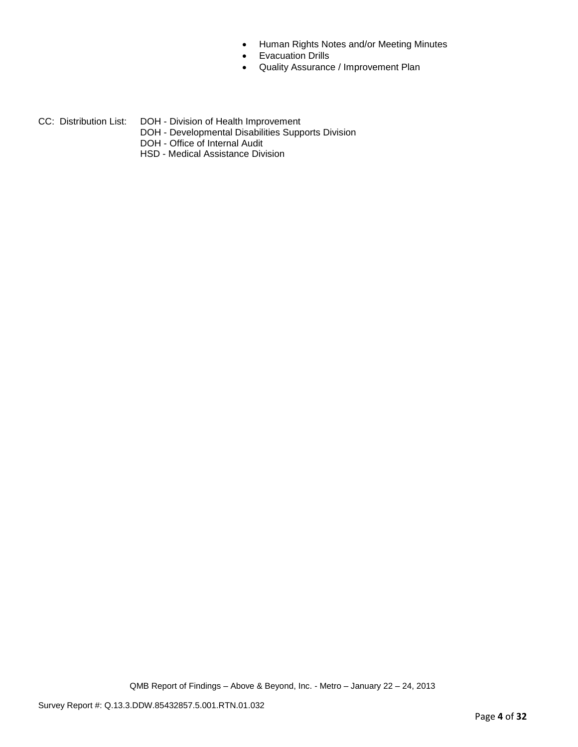- Human Rights Notes and/or Meeting Minutes
- Evacuation Drills
- Quality Assurance / Improvement Plan

CC: Distribution List: DOH - Division of Health Improvement
DOH - Developmental Disabilities Supports Division
DOH - Office of Internal Audit
HSD - Medical Assistance Division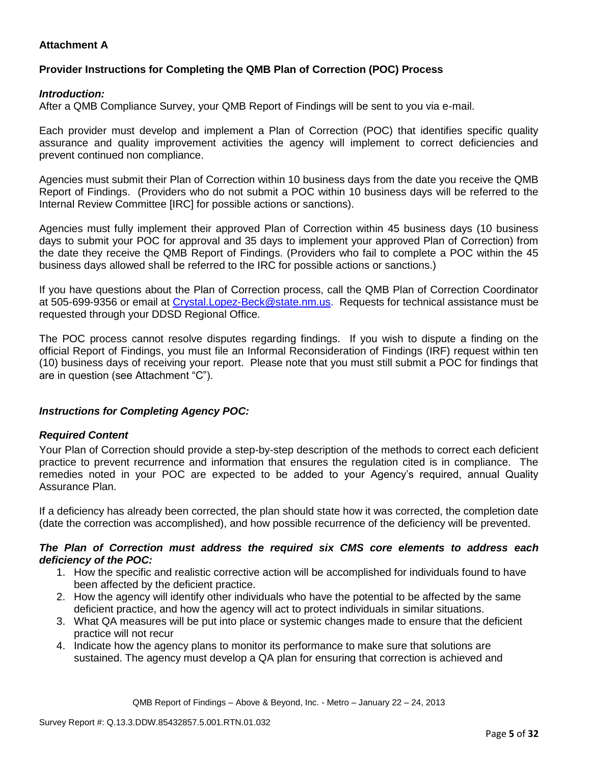**Attachment A**

**Provider Instructions for Completing the QMB Plan of Correction (POC) Process**

***Introduction:***
After a QMB Compliance Survey, your QMB Report of Findings will be sent to you via e-mail.

Each provider must develop and implement a Plan of Correction (POC) that identifies specific quality assurance and quality improvement activities the agency will implement to correct deficiencies and prevent continued non compliance.

Agencies must submit their Plan of Correction within 10 business days from the date you receive the QMB Report of Findings. (Providers who do not submit a POC within 10 business days will be referred to the Internal Review Committee [IRC] for possible actions or sanctions).

Agencies must fully implement their approved Plan of Correction within 45 business days (10 business days to submit your POC for approval and 35 days to implement your approved Plan of Correction) from the date they receive the QMB Report of Findings. (Providers who fail to complete a POC within the 45 business days allowed shall be referred to the IRC for possible actions or sanctions.)

If you have questions about the Plan of Correction process, call the QMB Plan of Correction Coordinator at 505-699-9356 or email at Crystal.Lopez-Beck@state.nm.us. Requests for technical assistance must be requested through your DDSD Regional Office.

The POC process cannot resolve disputes regarding findings. If you wish to dispute a finding on the official Report of Findings, you must file an Informal Reconsideration of Findings (IRF) request within ten (10) business days of receiving your report. Please note that you must still submit a POC for findings that are in question (see Attachment "C").

***Instructions for Completing Agency POC:***

***Required Content***
Your Plan of Correction should provide a step-by-step description of the methods to correct each deficient practice to prevent recurrence and information that ensures the regulation cited is in compliance. The remedies noted in your POC are expected to be added to your Agency's required, annual Quality Assurance Plan.

If a deficiency has already been corrected, the plan should state how it was corrected, the completion date (date the correction was accomplished), and how possible recurrence of the deficiency will be prevented.

***The Plan of Correction must address the required six CMS core elements to address each deficiency of the POC:***

1. How the specific and realistic corrective action will be accomplished for individuals found to have been affected by the deficient practice.
2. How the agency will identify other individuals who have the potential to be affected by the same deficient practice, and how the agency will act to protect individuals in similar situations.
3. What QA measures will be put into place or systemic changes made to ensure that the deficient practice will not recur
4. Indicate how the agency plans to monitor its performance to make sure that solutions are sustained. The agency must develop a QA plan for ensuring that correction is achieved and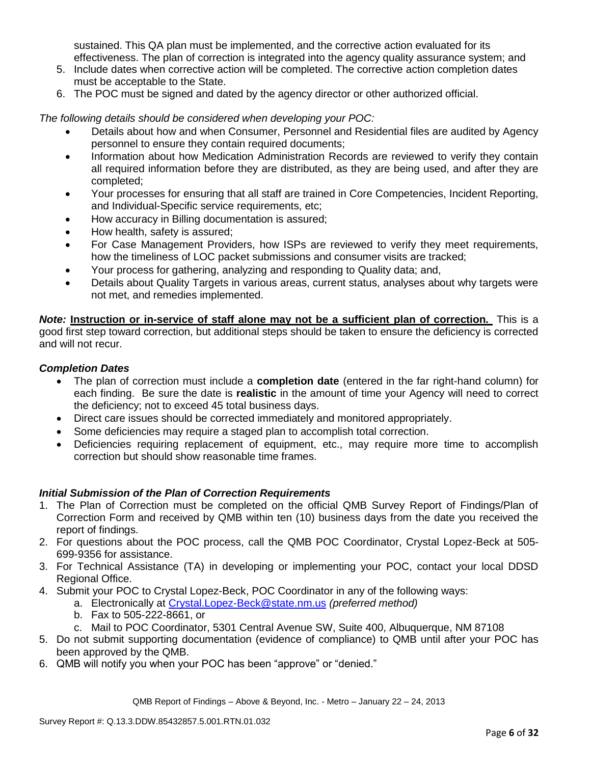sustained. This QA plan must be implemented, and the corrective action evaluated for its effectiveness. The plan of correction is integrated into the agency quality assurance system; and

5. Include dates when corrective action will be completed. The corrective action completion dates must be acceptable to the State.
6. The POC must be signed and dated by the agency director or other authorized official.

*The following details should be considered when developing your POC:*

- Details about how and when Consumer, Personnel and Residential files are audited by Agency personnel to ensure they contain required documents;
- Information about how Medication Administration Records are reviewed to verify they contain all required information before they are distributed, as they are being used, and after they are completed;
- Your processes for ensuring that all staff are trained in Core Competencies, Incident Reporting, and Individual-Specific service requirements, etc;
- How accuracy in Billing documentation is assured;
- How health, safety is assured;
- For Case Management Providers, how ISPs are reviewed to verify they meet requirements, how the timeliness of LOC packet submissions and consumer visits are tracked;
- Your process for gathering, analyzing and responding to Quality data; and,
- Details about Quality Targets in various areas, current status, analyses about why targets were not met, and remedies implemented.

***Note:*** **Instruction or in-service of staff alone may not be a sufficient plan of correction.** This is a good first step toward correction, but additional steps should be taken to ensure the deficiency is corrected and will not recur.

***Completion Dates***

- The plan of correction must include a **completion date** (entered in the far right-hand column) for each finding. Be sure the date is **realistic** in the amount of time your Agency will need to correct the deficiency; not to exceed 45 total business days.
- Direct care issues should be corrected immediately and monitored appropriately.
- Some deficiencies may require a staged plan to accomplish total correction.
- Deficiencies requiring replacement of equipment, etc., may require more time to accomplish correction but should show reasonable time frames.

***Initial Submission of the Plan of Correction Requirements***

1. The Plan of Correction must be completed on the official QMB Survey Report of Findings/Plan of Correction Form and received by QMB within ten (10) business days from the date you received the report of findings.
2. For questions about the POC process, call the QMB POC Coordinator, Crystal Lopez-Beck at 505-699-9356 for assistance.
3. For Technical Assistance (TA) in developing or implementing your POC, contact your local DDSD Regional Office.
4. Submit your POC to Crystal Lopez-Beck, POC Coordinator in any of the following ways:
   a. Electronically at Crystal.Lopez-Beck@state.nm.us *(preferred method)*
   b. Fax to 505-222-8661, or
   c. Mail to POC Coordinator, 5301 Central Avenue SW, Suite 400, Albuquerque, NM 87108
5. Do not submit supporting documentation (evidence of compliance) to QMB until after your POC has been approved by the QMB.
6. QMB will notify you when your POC has been "approve" or "denied."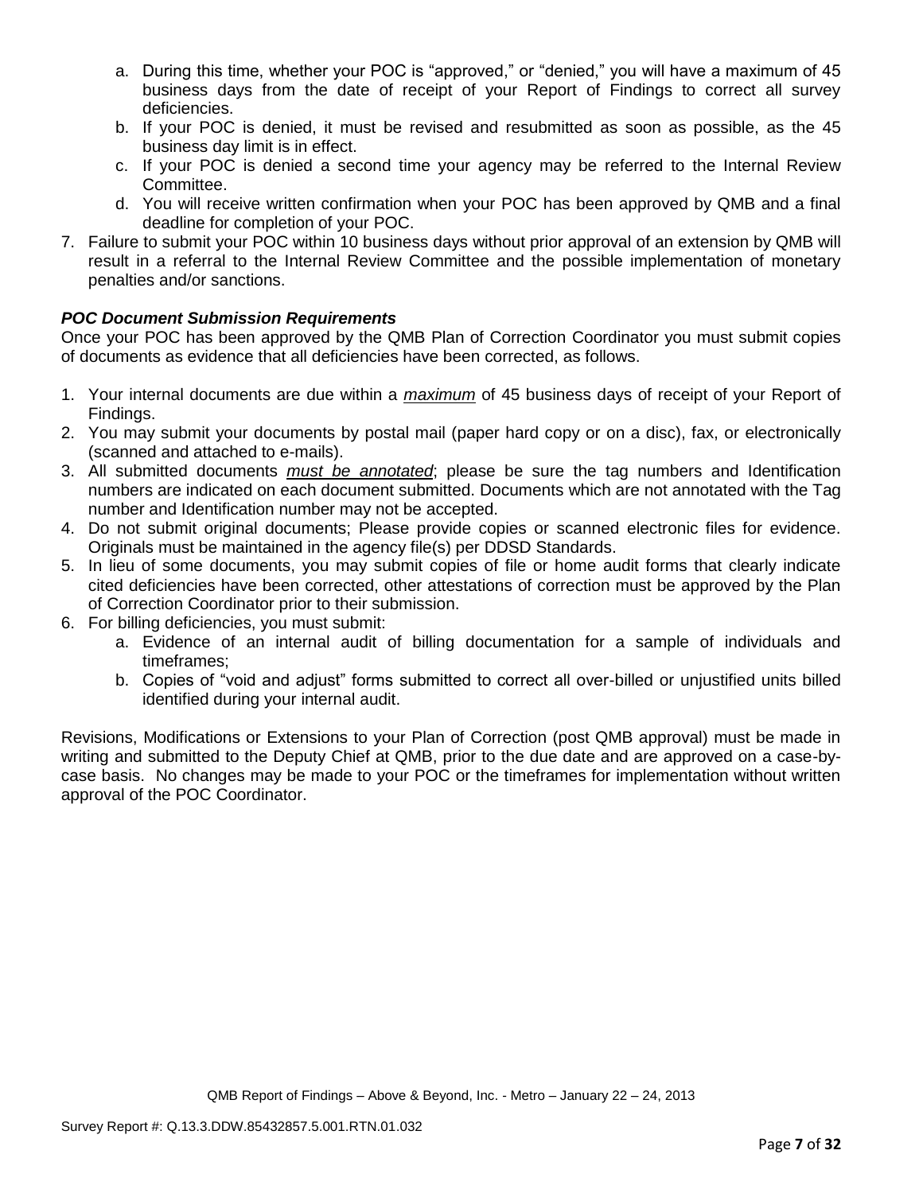a. During this time, whether your POC is "approved," or "denied," you will have a maximum of 45 business days from the date of receipt of your Report of Findings to correct all survey deficiencies.
   b. If your POC is denied, it must be revised and resubmitted as soon as possible, as the 45 business day limit is in effect.
   c. If your POC is denied a second time your agency may be referred to the Internal Review Committee.
   d. You will receive written confirmation when your POC has been approved by QMB and a final deadline for completion of your POC.
7. Failure to submit your POC within 10 business days without prior approval of an extension by QMB will result in a referral to the Internal Review Committee and the possible implementation of monetary penalties and/or sanctions.

***POC Document Submission Requirements***

Once your POC has been approved by the QMB Plan of Correction Coordinator you must submit copies of documents as evidence that all deficiencies have been corrected, as follows.

1. Your internal documents are due within a ***maximum*** of 45 business days of receipt of your Report of Findings.
2. You may submit your documents by postal mail (paper hard copy or on a disc), fax, or electronically (scanned and attached to e-mails).
3. All submitted documents ***must be annotated***; please be sure the tag numbers and Identification numbers are indicated on each document submitted. Documents which are not annotated with the Tag number and Identification number may not be accepted.
4. Do not submit original documents; Please provide copies or scanned electronic files for evidence. Originals must be maintained in the agency file(s) per DDSD Standards.
5. In lieu of some documents, you may submit copies of file or home audit forms that clearly indicate cited deficiencies have been corrected, other attestations of correction must be approved by the Plan of Correction Coordinator prior to their submission.
6. For billing deficiencies, you must submit:
   a. Evidence of an internal audit of billing documentation for a sample of individuals and timeframes;
   b. Copies of "void and adjust" forms submitted to correct all over-billed or unjustified units billed identified during your internal audit.

Revisions, Modifications or Extensions to your Plan of Correction (post QMB approval) must be made in writing and submitted to the Deputy Chief at QMB, prior to the due date and are approved on a case-by-case basis. No changes may be made to your POC or the timeframes for implementation without written approval of the POC Coordinator.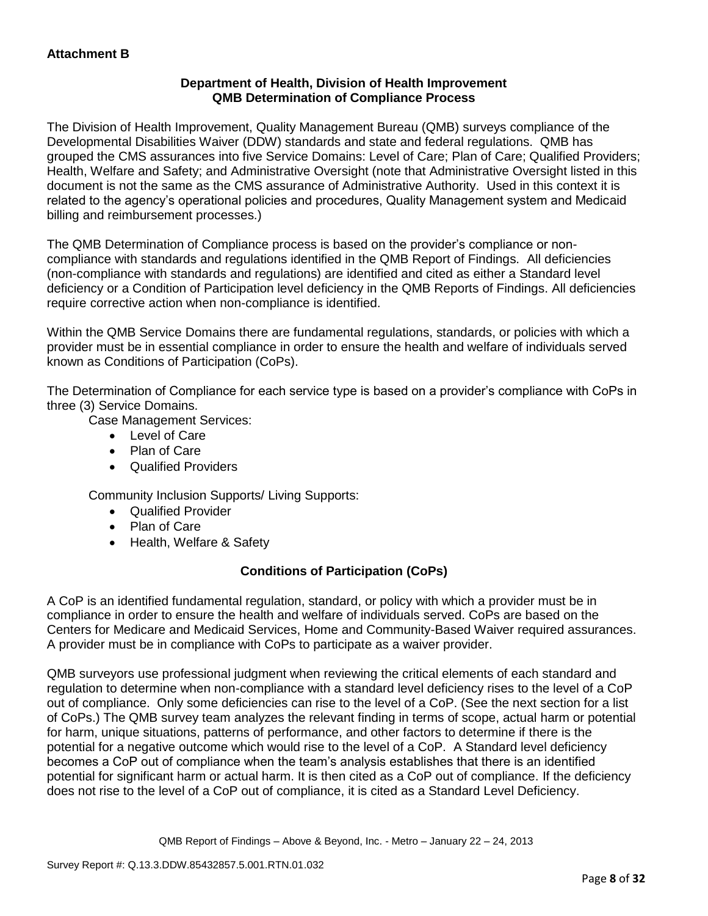**Attachment B**

**Department of Health, Division of Health Improvement**
**QMB Determination of Compliance Process**

The Division of Health Improvement, Quality Management Bureau (QMB) surveys compliance of the Developmental Disabilities Waiver (DDW) standards and state and federal regulations. QMB has grouped the CMS assurances into five Service Domains: Level of Care; Plan of Care; Qualified Providers; Health, Welfare and Safety; and Administrative Oversight (note that Administrative Oversight listed in this document is not the same as the CMS assurance of Administrative Authority. Used in this context it is related to the agency's operational policies and procedures, Quality Management system and Medicaid billing and reimbursement processes.)

The QMB Determination of Compliance process is based on the provider's compliance or non-compliance with standards and regulations identified in the QMB Report of Findings. All deficiencies (non-compliance with standards and regulations) are identified and cited as either a Standard level deficiency or a Condition of Participation level deficiency in the QMB Reports of Findings. All deficiencies require corrective action when non-compliance is identified.

Within the QMB Service Domains there are fundamental regulations, standards, or policies with which a provider must be in essential compliance in order to ensure the health and welfare of individuals served known as Conditions of Participation (CoPs).

The Determination of Compliance for each service type is based on a provider's compliance with CoPs in three (3) Service Domains.

Case Management Services:

- Level of Care
- Plan of Care
- Qualified Providers

Community Inclusion Supports/ Living Supports:

- Qualified Provider
- Plan of Care
- Health, Welfare & Safety

**Conditions of Participation (CoPs)**

A CoP is an identified fundamental regulation, standard, or policy with which a provider must be in compliance in order to ensure the health and welfare of individuals served. CoPs are based on the Centers for Medicare and Medicaid Services, Home and Community-Based Waiver required assurances. A provider must be in compliance with CoPs to participate as a waiver provider.

QMB surveyors use professional judgment when reviewing the critical elements of each standard and regulation to determine when non-compliance with a standard level deficiency rises to the level of a CoP out of compliance. Only some deficiencies can rise to the level of a CoP. (See the next section for a list of CoPs.) The QMB survey team analyzes the relevant finding in terms of scope, actual harm or potential for harm, unique situations, patterns of performance, and other factors to determine if there is the potential for a negative outcome which would rise to the level of a CoP. A Standard level deficiency becomes a CoP out of compliance when the team's analysis establishes that there is an identified potential for significant harm or actual harm. It is then cited as a CoP out of compliance. If the deficiency does not rise to the level of a CoP out of compliance, it is cited as a Standard Level Deficiency.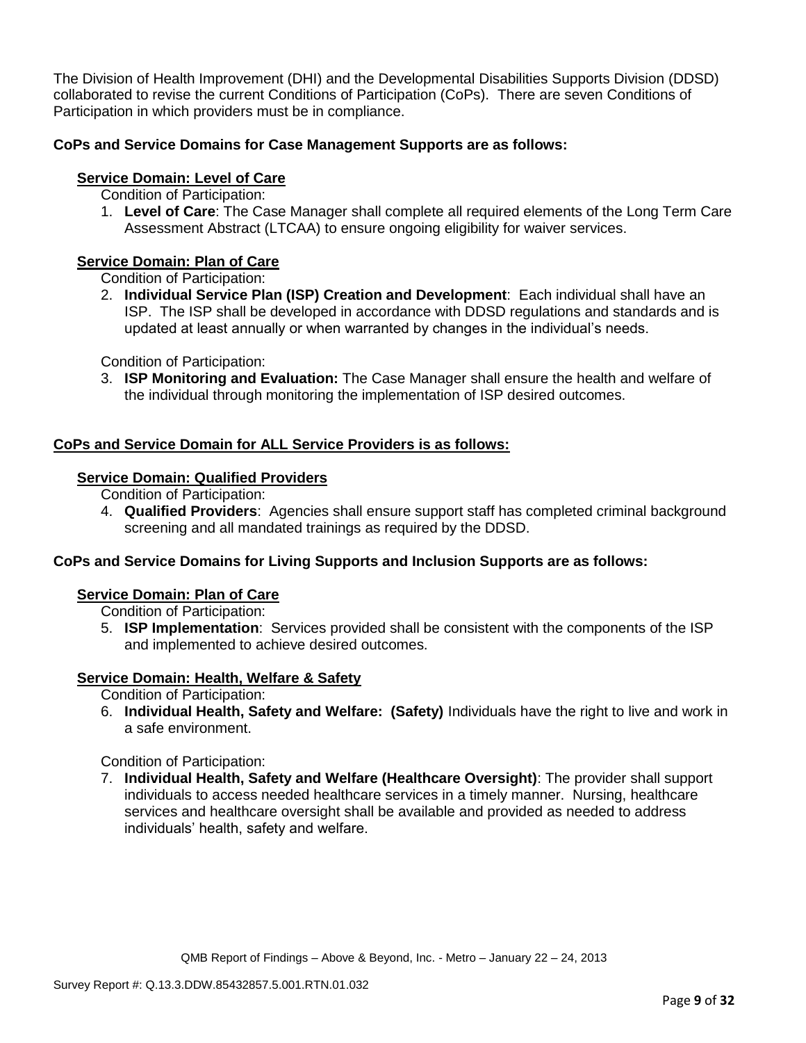The Division of Health Improvement (DHI) and the Developmental Disabilities Supports Division (DDSD) collaborated to revise the current Conditions of Participation (CoPs). There are seven Conditions of Participation in which providers must be in compliance.

**CoPs and Service Domains for Case Management Supports are as follows:**

**Service Domain: Level of Care**

Condition of Participation:

1. **Level of Care**: The Case Manager shall complete all required elements of the Long Term Care Assessment Abstract (LTCAA) to ensure ongoing eligibility for waiver services.

**Service Domain: Plan of Care**

Condition of Participation:

2. **Individual Service Plan (ISP) Creation and Development**: Each individual shall have an ISP. The ISP shall be developed in accordance with DDSD regulations and standards and is updated at least annually or when warranted by changes in the individual's needs.

Condition of Participation:

3. **ISP Monitoring and Evaluation:** The Case Manager shall ensure the health and welfare of the individual through monitoring the implementation of ISP desired outcomes.

**CoPs and Service Domain for ALL Service Providers is as follows:**

**Service Domain: Qualified Providers**

Condition of Participation:

4. **Qualified Providers**: Agencies shall ensure support staff has completed criminal background screening and all mandated trainings as required by the DDSD.

**CoPs and Service Domains for Living Supports and Inclusion Supports are as follows:**

**Service Domain: Plan of Care**

Condition of Participation:

5. **ISP Implementation**: Services provided shall be consistent with the components of the ISP and implemented to achieve desired outcomes.

**Service Domain: Health, Welfare & Safety**

Condition of Participation:

6. **Individual Health, Safety and Welfare: (Safety)** Individuals have the right to live and work in a safe environment.

Condition of Participation:

7. **Individual Health, Safety and Welfare (Healthcare Oversight)**: The provider shall support individuals to access needed healthcare services in a timely manner. Nursing, healthcare services and healthcare oversight shall be available and provided as needed to address individuals' health, safety and welfare.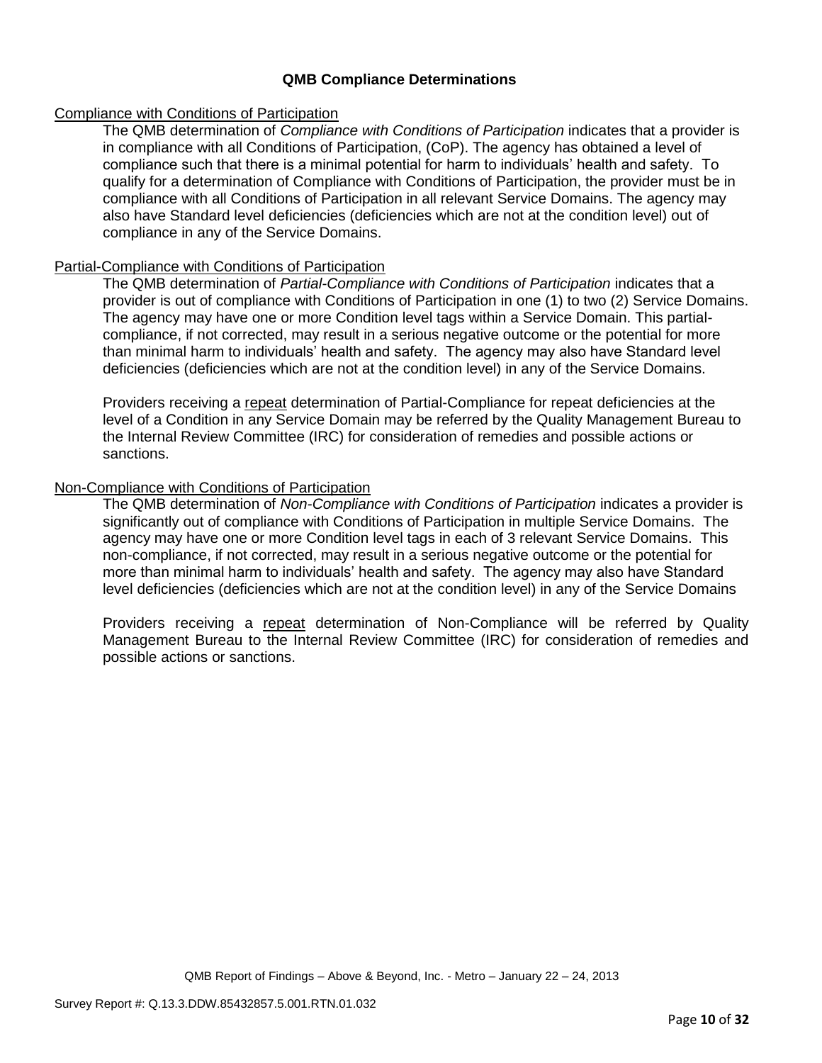## QMB Compliance Determinations

Compliance with Conditions of Participation

The QMB determination of *Compliance with Conditions of Participation* indicates that a provider is in compliance with all Conditions of Participation, (CoP). The agency has obtained a level of compliance such that there is a minimal potential for harm to individuals' health and safety. To qualify for a determination of Compliance with Conditions of Participation, the provider must be in compliance with all Conditions of Participation in all relevant Service Domains. The agency may also have Standard level deficiencies (deficiencies which are not at the condition level) out of compliance in any of the Service Domains.

Partial-Compliance with Conditions of Participation

The QMB determination of *Partial-Compliance with Conditions of Participation* indicates that a provider is out of compliance with Conditions of Participation in one (1) to two (2) Service Domains. The agency may have one or more Condition level tags within a Service Domain. This partial-compliance, if not corrected, may result in a serious negative outcome or the potential for more than minimal harm to individuals' health and safety. The agency may also have Standard level deficiencies (deficiencies which are not at the condition level) in any of the Service Domains.

Providers receiving a repeat determination of Partial-Compliance for repeat deficiencies at the level of a Condition in any Service Domain may be referred by the Quality Management Bureau to the Internal Review Committee (IRC) for consideration of remedies and possible actions or sanctions.

Non-Compliance with Conditions of Participation

The QMB determination of *Non-Compliance with Conditions of Participation* indicates a provider is significantly out of compliance with Conditions of Participation in multiple Service Domains. The agency may have one or more Condition level tags in each of 3 relevant Service Domains. This non-compliance, if not corrected, may result in a serious negative outcome or the potential for more than minimal harm to individuals' health and safety. The agency may also have Standard level deficiencies (deficiencies which are not at the condition level) in any of the Service Domains

Providers receiving a repeat determination of Non-Compliance will be referred by Quality Management Bureau to the Internal Review Committee (IRC) for consideration of remedies and possible actions or sanctions.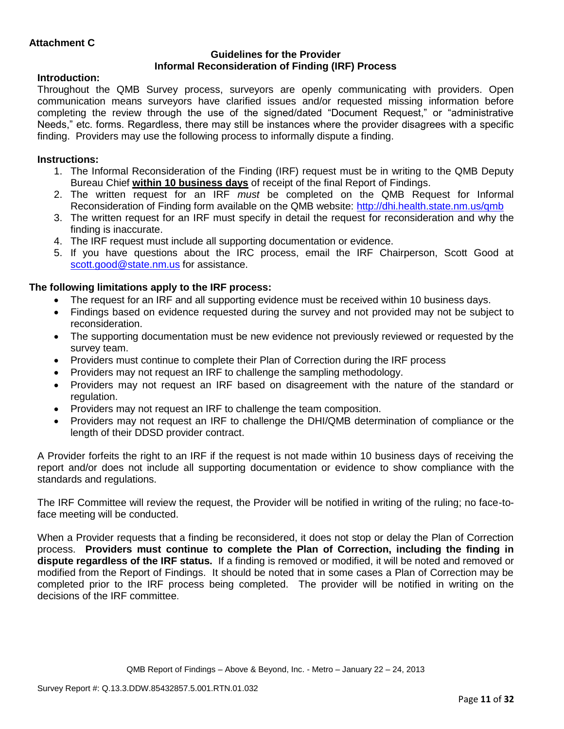**Attachment C**

**Guidelines for the Provider**
**Informal Reconsideration of Finding (IRF) Process**

**Introduction:**

Throughout the QMB Survey process, surveyors are openly communicating with providers. Open communication means surveyors have clarified issues and/or requested missing information before completing the review through the use of the signed/dated "Document Request," or "administrative Needs," etc. forms. Regardless, there may still be instances where the provider disagrees with a specific finding. Providers may use the following process to informally dispute a finding.

**Instructions:**

1. The Informal Reconsideration of the Finding (IRF) request must be in writing to the QMB Deputy Bureau Chief **within 10 business days** of receipt of the final Report of Findings.
2. The written request for an IRF *must* be completed on the QMB Request for Informal Reconsideration of Finding form available on the QMB website: http://dhi.health.state.nm.us/qmb
3. The written request for an IRF must specify in detail the request for reconsideration and why the finding is inaccurate.
4. The IRF request must include all supporting documentation or evidence.
5. If you have questions about the IRC process, email the IRF Chairperson, Scott Good at scott.good@state.nm.us for assistance.

**The following limitations apply to the IRF process:**

- The request for an IRF and all supporting evidence must be received within 10 business days.
- Findings based on evidence requested during the survey and not provided may not be subject to reconsideration.
- The supporting documentation must be new evidence not previously reviewed or requested by the survey team.
- Providers must continue to complete their Plan of Correction during the IRF process
- Providers may not request an IRF to challenge the sampling methodology.
- Providers may not request an IRF based on disagreement with the nature of the standard or regulation.
- Providers may not request an IRF to challenge the team composition.
- Providers may not request an IRF to challenge the DHI/QMB determination of compliance or the length of their DDSD provider contract.

A Provider forfeits the right to an IRF if the request is not made within 10 business days of receiving the report and/or does not include all supporting documentation or evidence to show compliance with the standards and regulations.

The IRF Committee will review the request, the Provider will be notified in writing of the ruling; no face-to-face meeting will be conducted.

When a Provider requests that a finding be reconsidered, it does not stop or delay the Plan of Correction process. **Providers must continue to complete the Plan of Correction, including the finding in dispute regardless of the IRF status.** If a finding is removed or modified, it will be noted and removed or modified from the Report of Findings. It should be noted that in some cases a Plan of Correction may be completed prior to the IRF process being completed. The provider will be notified in writing on the decisions of the IRF committee.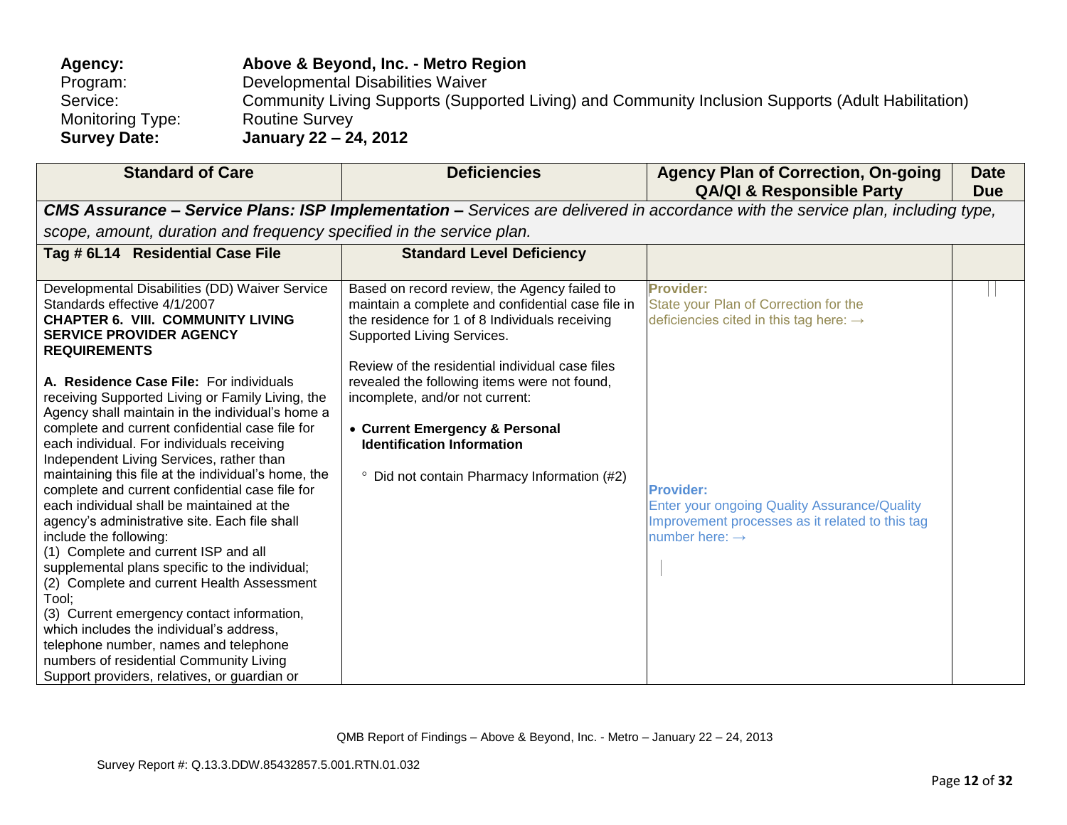**Agency:** **Above & Beyond, Inc. - Metro Region**
Program: Developmental Disabilities Waiver
Service: Community Living Supports (Supported Living) and Community Inclusion Supports (Adult Habilitation)
Monitoring Type: Routine Survey
**Survey Date:** **January 22 – 24, 2012**

| Standard of Care | Deficiencies | Agency Plan of Correction, On-going QA/QI & Responsible Party | Date Due |
|---|---|---|---|
| ***CMS Assurance – Service Plans: ISP Implementation –*** *Services are delivered in accordance with the service plan, including type, scope, amount, duration and frequency specified in the service plan.* | | | |
| **Tag # 6L14 Residential Case File** | **Standard Level Deficiency** | | |
| Developmental Disabilities (DD) Waiver Service Standards effective 4/1/2007<br>**CHAPTER 6. VIII. COMMUNITY LIVING SERVICE PROVIDER AGENCY REQUIREMENTS**<br><br>**A. Residence Case File:** For individuals receiving Supported Living or Family Living, the Agency shall maintain in the individual's home a complete and current confidential case file for each individual. For individuals receiving Independent Living Services, rather than maintaining this file at the individual's home, the complete and current confidential case file for each individual shall be maintained at the agency's administrative site. Each file shall include the following:<br>(1) Complete and current ISP and all supplemental plans specific to the individual;<br>(2) Complete and current Health Assessment Tool;<br>(3) Current emergency contact information, which includes the individual's address, telephone number, names and telephone numbers of residential Community Living Support providers, relatives, or guardian or | Based on record review, the Agency failed to maintain a complete and confidential case file in the residence for 1 of 8 Individuals receiving Supported Living Services.<br><br>Review of the residential individual case files revealed the following items were not found, incomplete, and/or not current:<br><br>• **Current Emergency & Personal Identification Information**<br><br>° Did not contain Pharmacy Information (#2) | **Provider:**<br>State your Plan of Correction for the deficiencies cited in this tag here: →<br><br><br><br>**Provider:**<br>Enter your ongoing Quality Assurance/Quality Improvement processes as it related to this tag number here: → | |

QMB Report of Findings – Above & Beyond, Inc. - Metro – January 22 – 24, 2013

Survey Report #: Q.13.3.DDW.85432857.5.001.RTN.01.032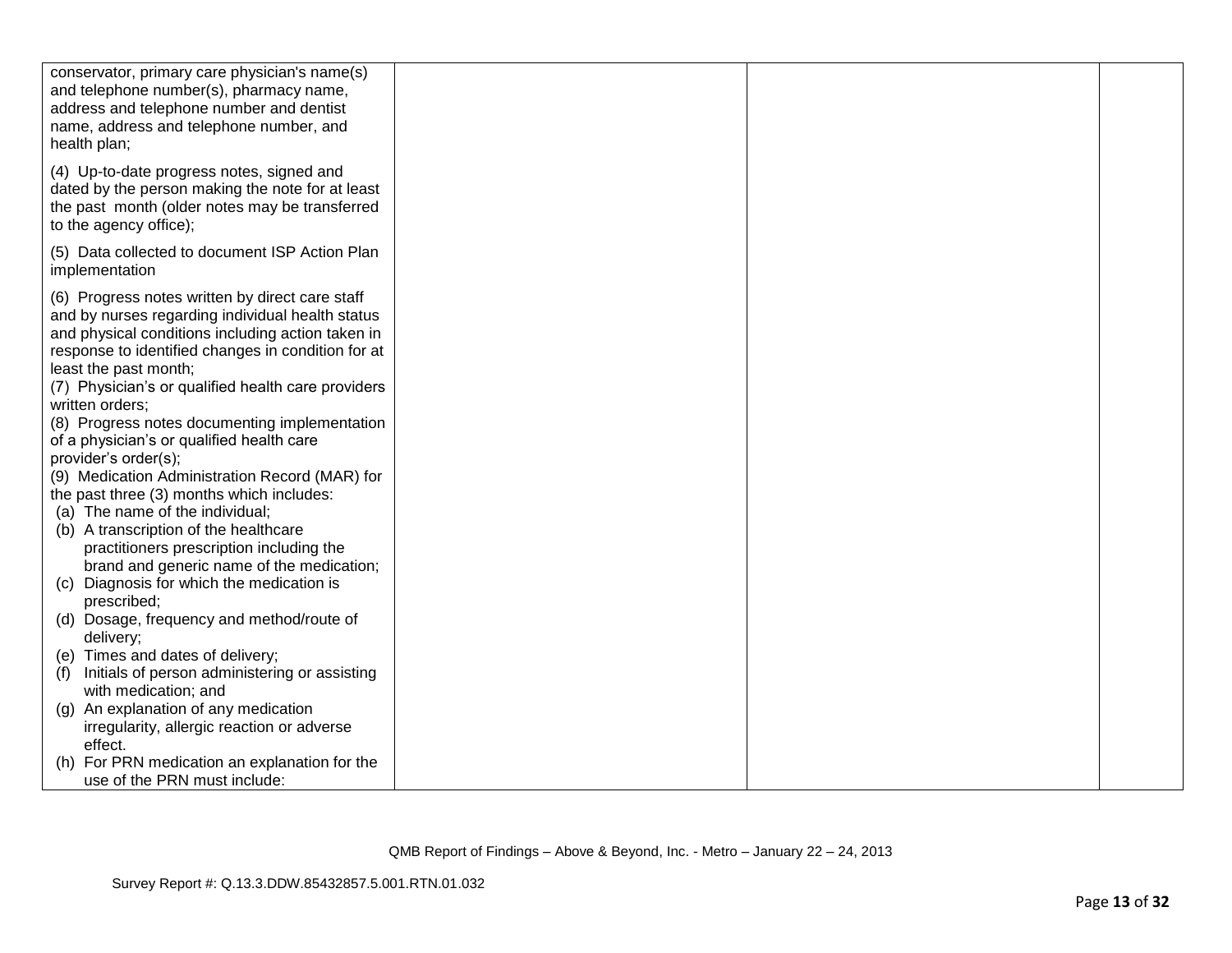| | | | |
|---|---|---|---|
| conservator, primary care physician's name(s) and telephone number(s), pharmacy name, address and telephone number and dentist name, address and telephone number, and health plan;<br><br>(4) Up-to-date progress notes, signed and dated by the person making the note for at least the past month (older notes may be transferred to the agency office);<br><br>(5) Data collected to document ISP Action Plan implementation<br><br>(6) Progress notes written by direct care staff and by nurses regarding individual health status and physical conditions including action taken in response to identified changes in condition for at least the past month;<br>(7) Physician's or qualified health care providers written orders;<br>(8) Progress notes documenting implementation of a physician's or qualified health care provider's order(s);<br>(9) Medication Administration Record (MAR) for the past three (3) months which includes:<br>(a) The name of the individual;<br>(b) A transcription of the healthcare practitioners prescription including the brand and generic name of the medication;<br>(c) Diagnosis for which the medication is prescribed;<br>(d) Dosage, frequency and method/route of delivery;<br>(e) Times and dates of delivery;<br>(f) Initials of person administering or assisting with medication; and<br>(g) An explanation of any medication irregularity, allergic reaction or adverse effect.<br>(h) For PRN medication an explanation for the use of the PRN must include: | | | |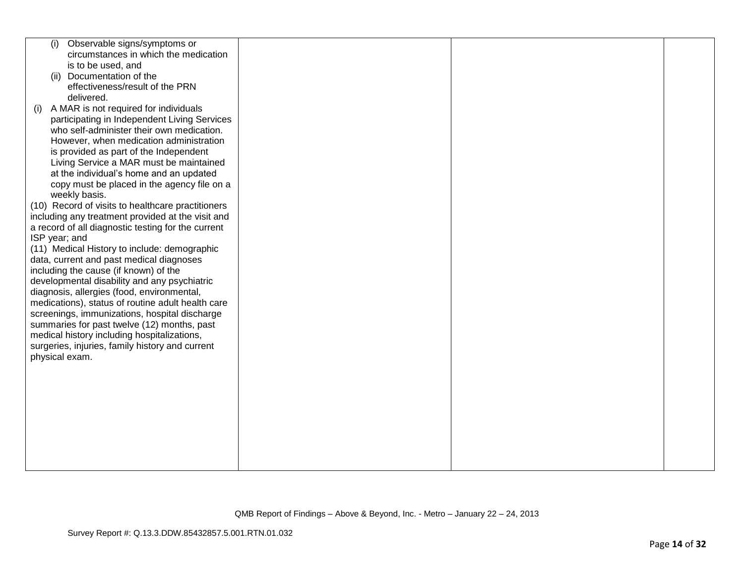| | | | |
|---|---|---|---|
| (i) Observable signs/symptoms or circumstances in which the medication is to be used, and<br>(ii) Documentation of the effectiveness/result of the PRN delivered.<br>(i) A MAR is not required for individuals participating in Independent Living Services who self-administer their own medication. However, when medication administration is provided as part of the Independent Living Service a MAR must be maintained at the individual's home and an updated copy must be placed in the agency file on a weekly basis.<br>(10) Record of visits to healthcare practitioners including any treatment provided at the visit and a record of all diagnostic testing for the current ISP year; and<br>(11) Medical History to include: demographic data, current and past medical diagnoses including the cause (if known) of the developmental disability and any psychiatric diagnosis, allergies (food, environmental, medications), status of routine adult health care screenings, immunizations, hospital discharge summaries for past twelve (12) months, past medical history including hospitalizations, surgeries, injuries, family history and current physical exam. | | | |

QMB Report of Findings – Above & Beyond, Inc. - Metro – January 22 – 24, 2013

Survey Report #: Q.13.3.DDW.85432857.5.001.RTN.01.032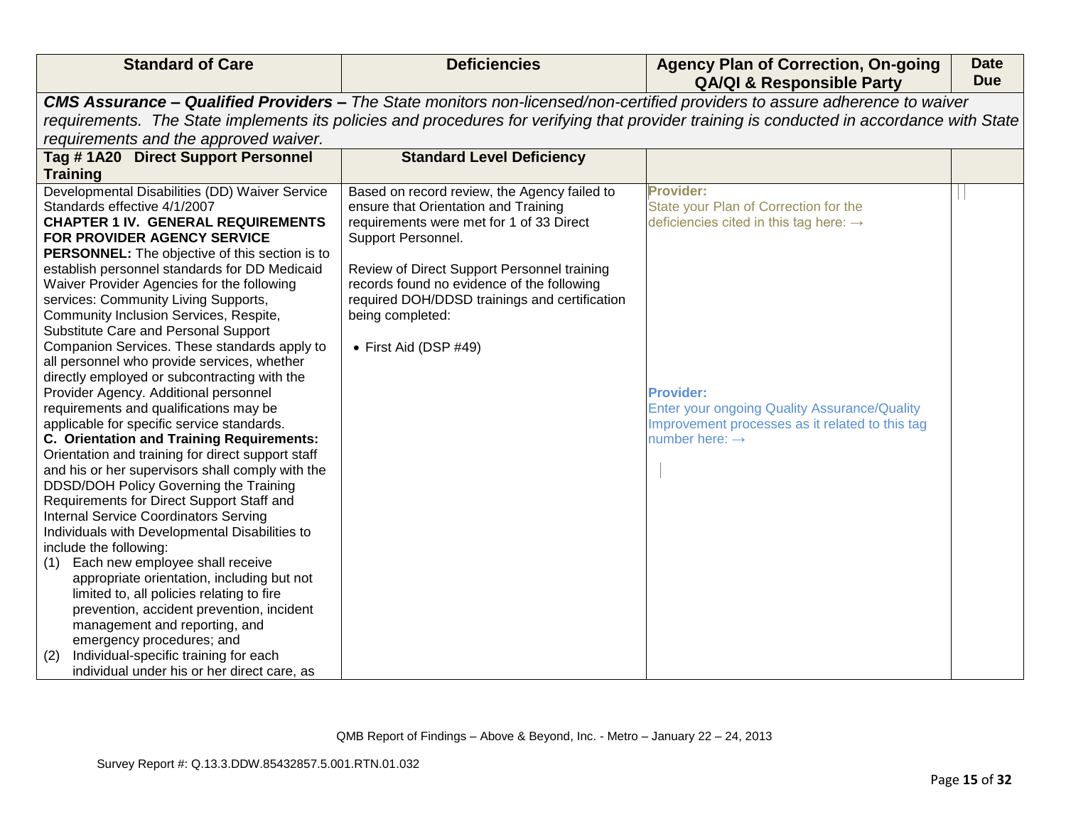| Standard of Care | Deficiencies | Agency Plan of Correction, On-going QA/QI & Responsible Party | Date Due |
|---|---|---|---|
| ***CMS Assurance – Qualified Providers –*** *The State monitors non-licensed/non-certified providers to assure adherence to waiver requirements. The State implements its policies and procedures for verifying that provider training is conducted in accordance with State requirements and the approved waiver.* | | | |
| **Tag # 1A20 Direct Support Personnel Training** | **Standard Level Deficiency** | | |
| Developmental Disabilities (DD) Waiver Service Standards effective 4/1/2007<br>**CHAPTER 1 IV. GENERAL REQUIREMENTS FOR PROVIDER AGENCY SERVICE PERSONNEL:** The objective of this section is to establish personnel standards for DD Medicaid Waiver Provider Agencies for the following services: Community Living Supports, Community Inclusion Services, Respite, Substitute Care and Personal Support Companion Services. These standards apply to all personnel who provide services, whether directly employed or subcontracting with the Provider Agency. Additional personnel requirements and qualifications may be applicable for specific service standards.<br>**C. Orientation and Training Requirements:** Orientation and training for direct support staff and his or her supervisors shall comply with the DDSD/DOH Policy Governing the Training Requirements for Direct Support Staff and Internal Service Coordinators Serving Individuals with Developmental Disabilities to include the following:<br>(1) Each new employee shall receive appropriate orientation, including but not limited to, all policies relating to fire prevention, accident prevention, incident management and reporting, and emergency procedures; and<br>(2) Individual-specific training for each individual under his or her direct care, as | Based on record review, the Agency failed to ensure that Orientation and Training requirements were met for 1 of 33 Direct Support Personnel.<br><br>Review of Direct Support Personnel training records found no evidence of the following required DOH/DDSD trainings and certification being completed:<br><br>• First Aid (DSP #49) | **Provider:**<br>State your Plan of Correction for the deficiencies cited in this tag here: →<br><br><br><br><br><br><br><br><br><br>**Provider:**<br>Enter your ongoing Quality Assurance/Quality Improvement processes as it related to this tag number here: → | |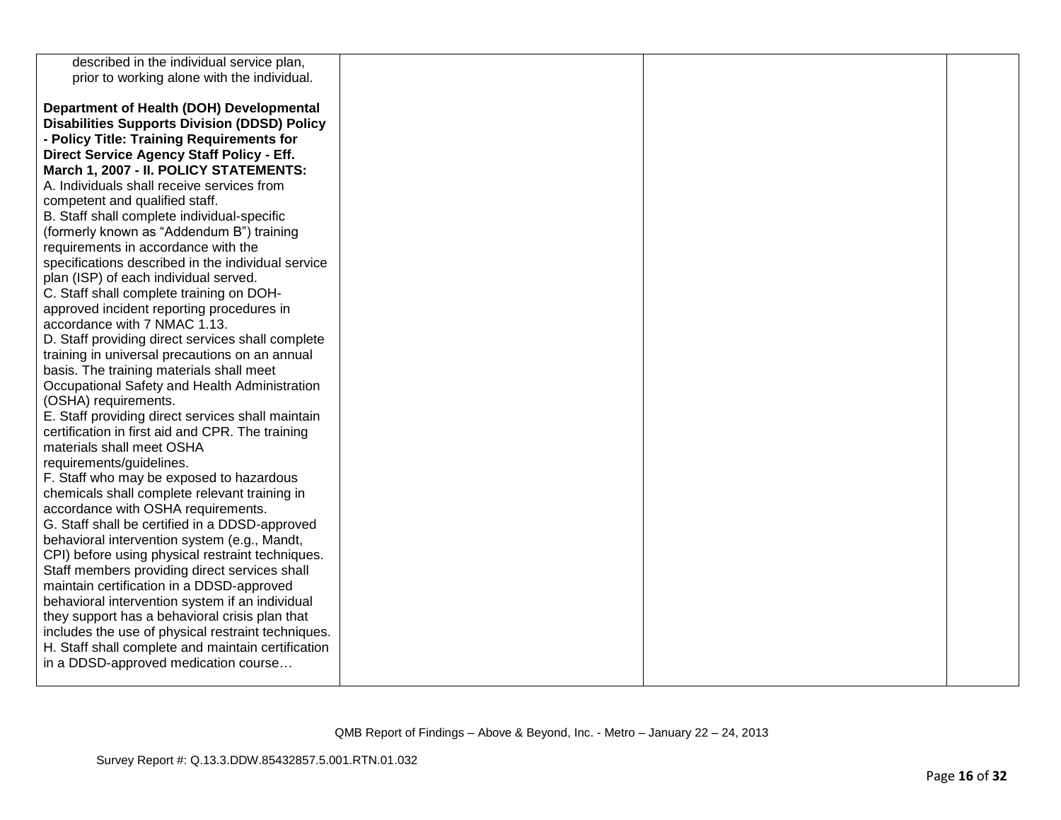| | | | |
|---|---|---|---|
| described in the individual service plan, prior to working alone with the individual.<br><br>**Department of Health (DOH) Developmental Disabilities Supports Division (DDSD) Policy - Policy Title: Training Requirements for Direct Service Agency Staff Policy - Eff. March 1, 2007 - II. POLICY STATEMENTS:**<br>A. Individuals shall receive services from competent and qualified staff.<br>B. Staff shall complete individual-specific (formerly known as "Addendum B") training requirements in accordance with the specifications described in the individual service plan (ISP) of each individual served.<br>C. Staff shall complete training on DOH-approved incident reporting procedures in accordance with 7 NMAC 1.13.<br>D. Staff providing direct services shall complete training in universal precautions on an annual basis. The training materials shall meet Occupational Safety and Health Administration (OSHA) requirements.<br>E. Staff providing direct services shall maintain certification in first aid and CPR. The training materials shall meet OSHA requirements/guidelines.<br>F. Staff who may be exposed to hazardous chemicals shall complete relevant training in accordance with OSHA requirements.<br>G. Staff shall be certified in a DDSD-approved behavioral intervention system (e.g., Mandt, CPI) before using physical restraint techniques. Staff members providing direct services shall maintain certification in a DDSD-approved behavioral intervention system if an individual they support has a behavioral crisis plan that includes the use of physical restraint techniques.<br>H. Staff shall complete and maintain certification in a DDSD-approved medication course… | | | |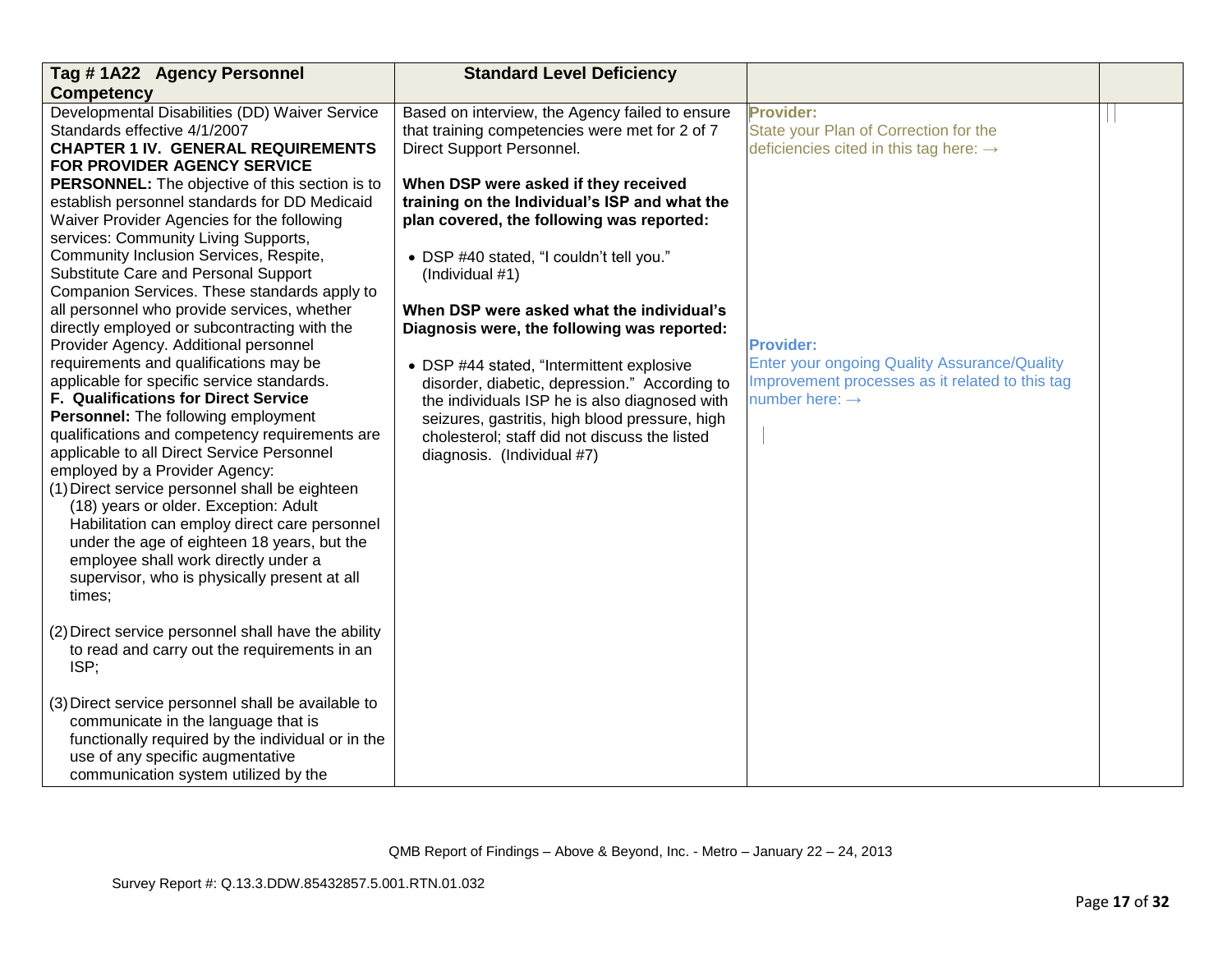| Tag # 1A22 Agency Personnel Competency | Standard Level Deficiency | | |
|---|---|---|---|
| Developmental Disabilities (DD) Waiver Service Standards effective 4/1/2007<br>**CHAPTER 1 IV. GENERAL REQUIREMENTS FOR PROVIDER AGENCY SERVICE PERSONNEL:** The objective of this section is to establish personnel standards for DD Medicaid Waiver Provider Agencies for the following services: Community Living Supports, Community Inclusion Services, Respite, Substitute Care and Personal Support Companion Services. These standards apply to all personnel who provide services, whether directly employed or subcontracting with the Provider Agency. Additional personnel requirements and qualifications may be applicable for specific service standards.<br>**F. Qualifications for Direct Service Personnel:** The following employment qualifications and competency requirements are applicable to all Direct Service Personnel employed by a Provider Agency:<br>(1) Direct service personnel shall be eighteen (18) years or older. Exception: Adult Habilitation can employ direct care personnel under the age of eighteen 18 years, but the employee shall work directly under a supervisor, who is physically present at all times;<br><br>(2) Direct service personnel shall have the ability to read and carry out the requirements in an ISP;<br><br>(3) Direct service personnel shall be available to communicate in the language that is functionally required by the individual or in the use of any specific augmentative communication system utilized by the | Based on interview, the Agency failed to ensure that training competencies were met for 2 of 7 Direct Support Personnel.<br><br>**When DSP were asked if they received training on the Individual's ISP and what the plan covered, the following was reported:**<br><br>• DSP #40 stated, "I couldn't tell you." (Individual #1)<br><br>**When DSP were asked what the individual's Diagnosis were, the following was reported:**<br><br>• DSP #44 stated, "Intermittent explosive disorder, diabetic, depression." According to the individuals ISP he is also diagnosed with seizures, gastritis, high blood pressure, high cholesterol; staff did not discuss the listed diagnosis. (Individual #7) | **Provider:**<br>State your Plan of Correction for the deficiencies cited in this tag here: →<br><br><br><br><br><br><br>**Provider:**<br>Enter your ongoing Quality Assurance/Quality Improvement processes as it related to this tag number here: → | |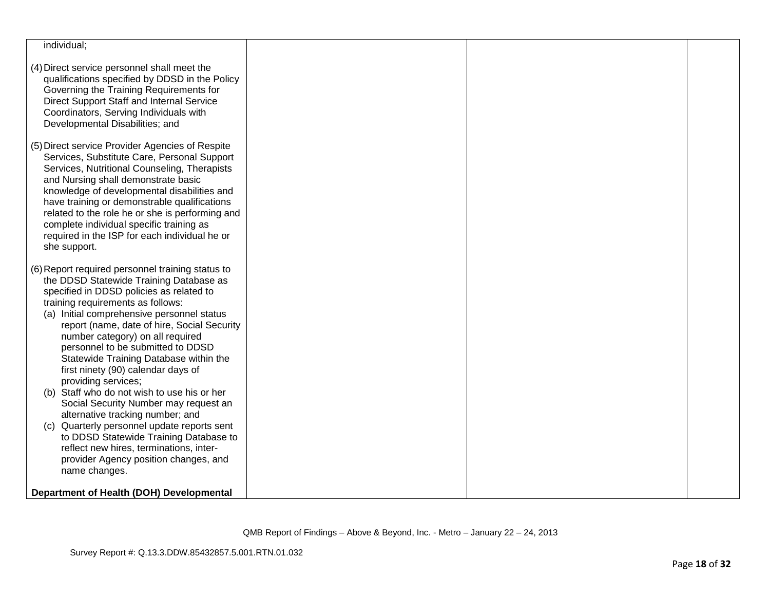| | | | |
|---|---|---|---|
| individual;<br><br>(4) Direct service personnel shall meet the qualifications specified by DDSD in the Policy Governing the Training Requirements for Direct Support Staff and Internal Service Coordinators, Serving Individuals with Developmental Disabilities; and<br><br>(5) Direct service Provider Agencies of Respite Services, Substitute Care, Personal Support Services, Nutritional Counseling, Therapists and Nursing shall demonstrate basic knowledge of developmental disabilities and have training or demonstrable qualifications related to the role he or she is performing and complete individual specific training as required in the ISP for each individual he or she support.<br><br>(6) Report required personnel training status to the DDSD Statewide Training Database as specified in DDSD policies as related to training requirements as follows:<br>(a) Initial comprehensive personnel status report (name, date of hire, Social Security number category) on all required personnel to be submitted to DDSD Statewide Training Database within the first ninety (90) calendar days of providing services;<br>(b) Staff who do not wish to use his or her Social Security Number may request an alternative tracking number; and<br>(c) Quarterly personnel update reports sent to DDSD Statewide Training Database to reflect new hires, terminations, inter-provider Agency position changes, and name changes.<br><br>**Department of Health (DOH) Developmental** | | | |

QMB Report of Findings – Above & Beyond, Inc. - Metro – January 22 – 24, 2013

Survey Report #: Q.13.3.DDW.85432857.5.001.RTN.01.032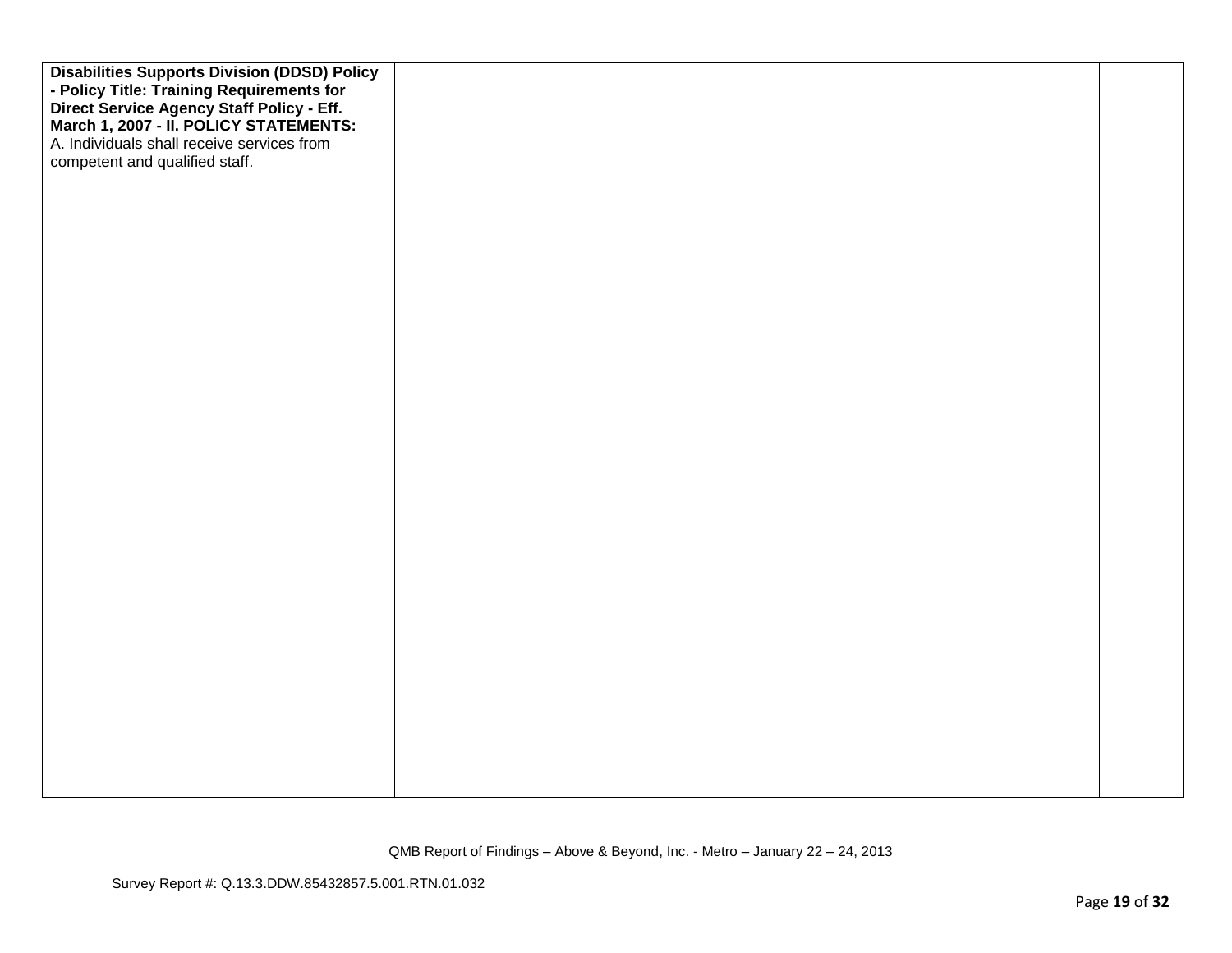| | | | |
|---|---|---|---|
| **Disabilities Supports Division (DDSD) Policy - Policy Title: Training Requirements for Direct Service Agency Staff Policy - Eff. March 1, 2007 - II. POLICY STATEMENTS:**<br>A. Individuals shall receive services from competent and qualified staff. | | | |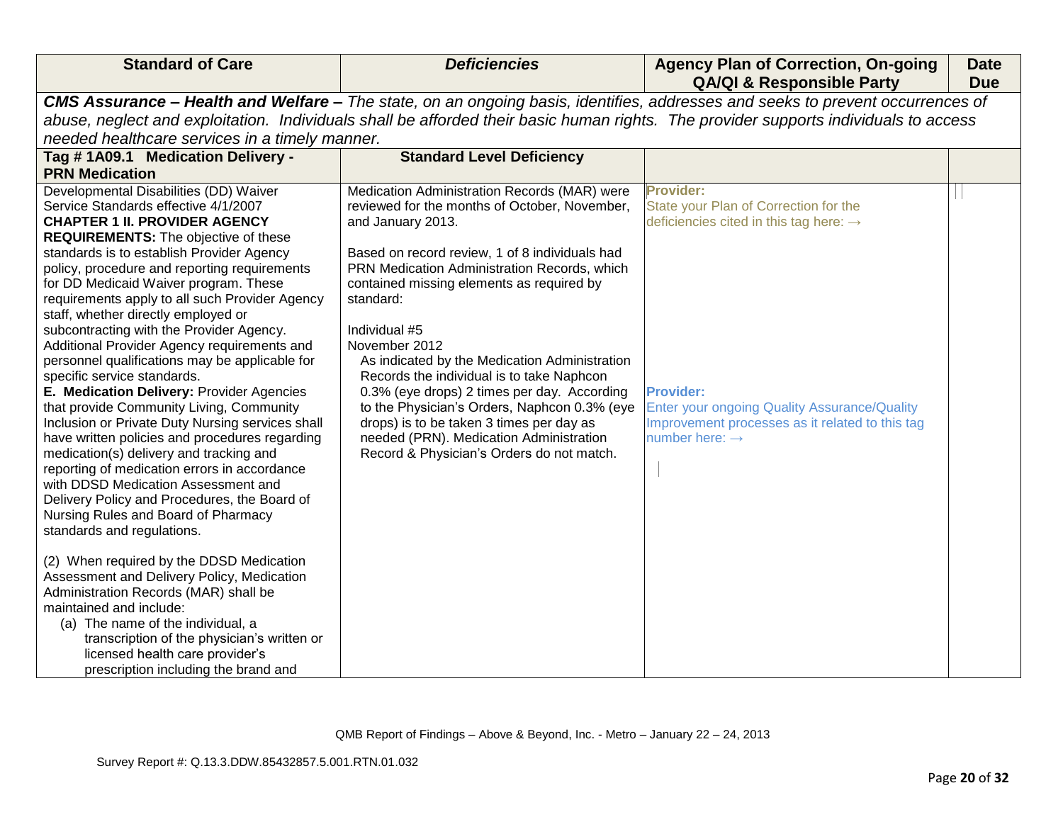| Standard of Care | *Deficiencies* | Agency Plan of Correction, On-going QA/QI & Responsible Party | Date Due |
|---|---|---|---|
| ***CMS Assurance – Health and Welfare –*** *The state, on an ongoing basis, identifies, addresses and seeks to prevent occurrences of abuse, neglect and exploitation. Individuals shall be afforded their basic human rights. The provider supports individuals to access needed healthcare services in a timely manner.* | | | |
| **Tag # 1A09.1 Medication Delivery - PRN Medication** | **Standard Level Deficiency** | | |
| Developmental Disabilities (DD) Waiver Service Standards effective 4/1/2007<br>**CHAPTER 1 II. PROVIDER AGENCY REQUIREMENTS:** The objective of these standards is to establish Provider Agency policy, procedure and reporting requirements for DD Medicaid Waiver program. These requirements apply to all such Provider Agency staff, whether directly employed or subcontracting with the Provider Agency. Additional Provider Agency requirements and personnel qualifications may be applicable for specific service standards.<br>**E. Medication Delivery:** Provider Agencies that provide Community Living, Community Inclusion or Private Duty Nursing services shall have written policies and procedures regarding medication(s) delivery and tracking and reporting of medication errors in accordance with DDSD Medication Assessment and Delivery Policy and Procedures, the Board of Nursing Rules and Board of Pharmacy standards and regulations.<br><br>(2) When required by the DDSD Medication Assessment and Delivery Policy, Medication Administration Records (MAR) shall be maintained and include:<br>(a) The name of the individual, a transcription of the physician's written or licensed health care provider's prescription including the brand and | Medication Administration Records (MAR) were reviewed for the months of October, November, and January 2013.<br><br>Based on record review, 1 of 8 individuals had PRN Medication Administration Records, which contained missing elements as required by standard:<br><br>Individual #5<br>November 2012<br>As indicated by the Medication Administration Records the individual is to take Naphcon 0.3% (eye drops) 2 times per day. According to the Physician's Orders, Naphcon 0.3% (eye drops) is to be taken 3 times per day as needed (PRN). Medication Administration Record & Physician's Orders do not match. | **Provider:**<br>State your Plan of Correction for the deficiencies cited in this tag here: →<br><br><br><br><br><br><br>**Provider:**<br>Enter your ongoing Quality Assurance/Quality Improvement processes as it related to this tag number here: → | |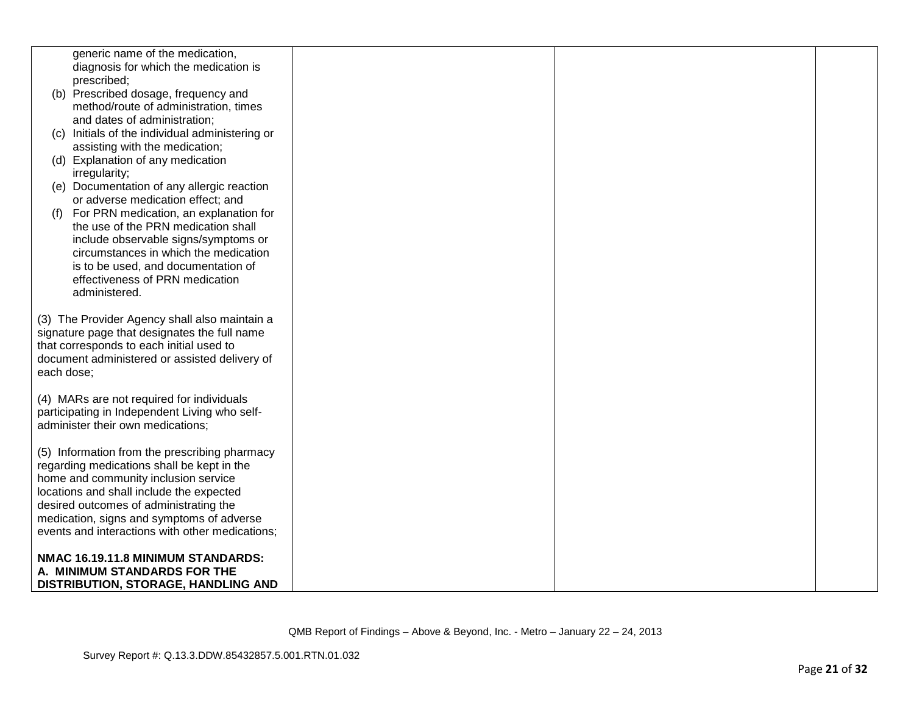| | | | |
|---|---|---|---|
| generic name of the medication, diagnosis for which the medication is prescribed;<br>(b) Prescribed dosage, frequency and method/route of administration, times and dates of administration;<br>(c) Initials of the individual administering or assisting with the medication;<br>(d) Explanation of any medication irregularity;<br>(e) Documentation of any allergic reaction or adverse medication effect; and<br>(f) For PRN medication, an explanation for the use of the PRN medication shall include observable signs/symptoms or circumstances in which the medication is to be used, and documentation of effectiveness of PRN medication administered.<br><br>(3) The Provider Agency shall also maintain a signature page that designates the full name that corresponds to each initial used to document administered or assisted delivery of each dose;<br><br>(4) MARs are not required for individuals participating in Independent Living who self-administer their own medications;<br><br>(5) Information from the prescribing pharmacy regarding medications shall be kept in the home and community inclusion service locations and shall include the expected desired outcomes of administrating the medication, signs and symptoms of adverse events and interactions with other medications;<br><br>**NMAC 16.19.11.8 MINIMUM STANDARDS: A. MINIMUM STANDARDS FOR THE DISTRIBUTION, STORAGE, HANDLING AND** | | | |

QMB Report of Findings – Above & Beyond, Inc. - Metro – January 22 – 24, 2013

Survey Report #: Q.13.3.DDW.85432857.5.001.RTN.01.032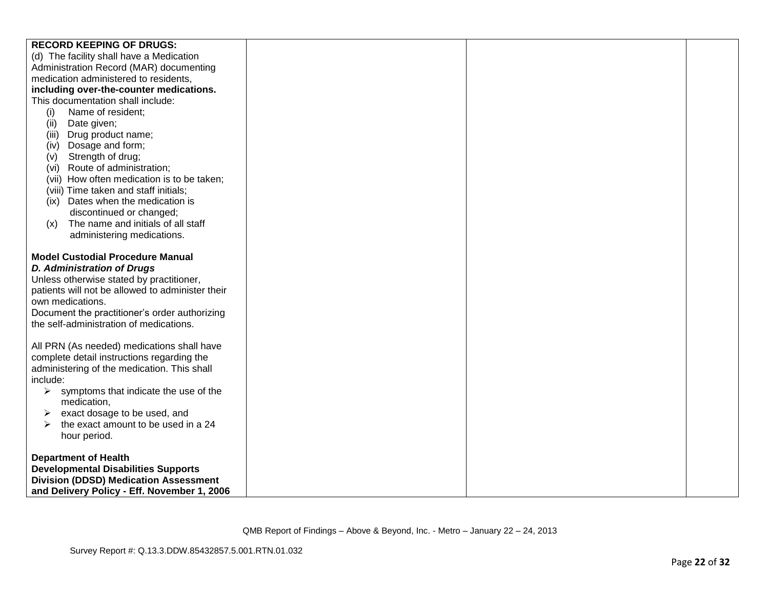| | | | |
|---|---|---|---|
| **RECORD KEEPING OF DRUGS:**<br>(d) The facility shall have a Medication Administration Record (MAR) documenting medication administered to residents, **including over-the-counter medications.** This documentation shall include:<br>(i) Name of resident;<br>(ii) Date given;<br>(iii) Drug product name;<br>(iv) Dosage and form;<br>(v) Strength of drug;<br>(vi) Route of administration;<br>(vii) How often medication is to be taken;<br>(viii) Time taken and staff initials;<br>(ix) Dates when the medication is discontinued or changed;<br>(x) The name and initials of all staff administering medications.<br><br>**Model Custodial Procedure Manual**<br>***D. Administration of Drugs***<br>Unless otherwise stated by practitioner, patients will not be allowed to administer their own medications.<br>Document the practitioner's order authorizing the self-administration of medications.<br><br>All PRN (As needed) medications shall have complete detail instructions regarding the administering of the medication. This shall include:<br>➢ symptoms that indicate the use of the medication,<br>➢ exact dosage to be used, and<br>➢ the exact amount to be used in a 24 hour period.<br><br>**Department of Health Developmental Disabilities Supports Division (DDSD) Medication Assessment and Delivery Policy - Eff. November 1, 2006** | | | |

QMB Report of Findings – Above & Beyond, Inc. - Metro – January 22 – 24, 2013

Survey Report #: Q.13.3.DDW.85432857.5.001.RTN.01.032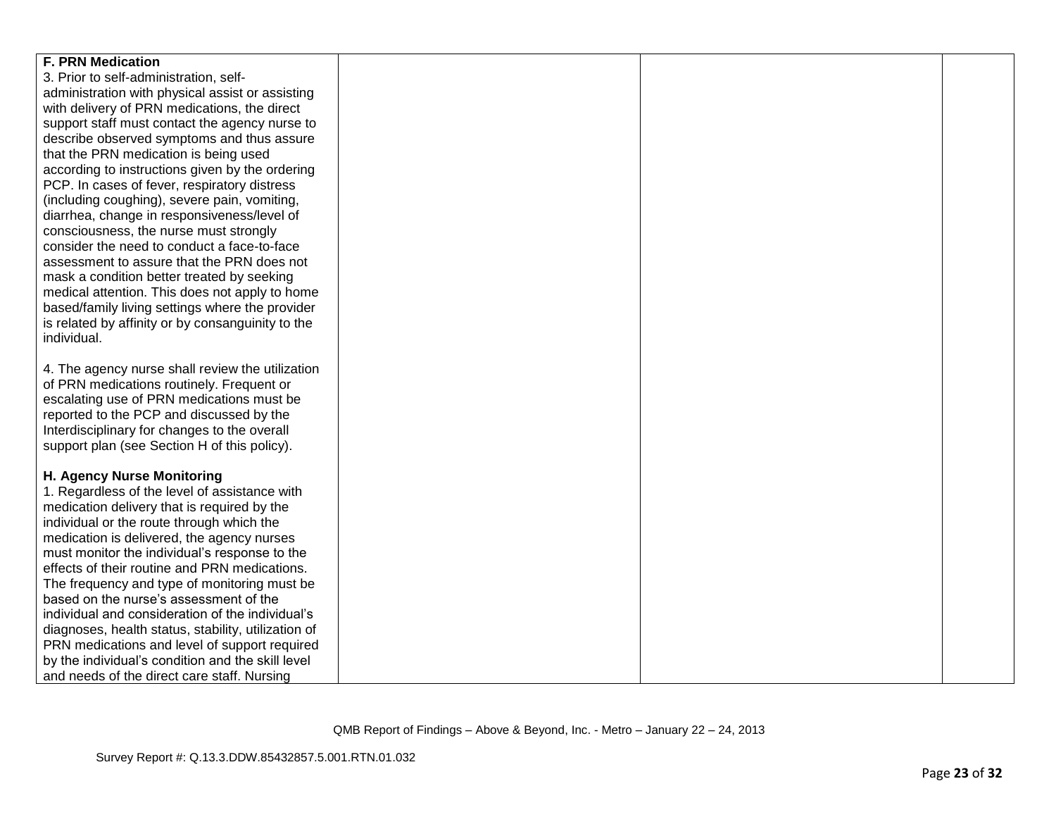| | | | |
|---|---|---|---|
| **F. PRN Medication**<br>3. Prior to self-administration, self-administration with physical assist or assisting with delivery of PRN medications, the direct support staff must contact the agency nurse to describe observed symptoms and thus assure that the PRN medication is being used according to instructions given by the ordering PCP. In cases of fever, respiratory distress (including coughing), severe pain, vomiting, diarrhea, change in responsiveness/level of consciousness, the nurse must strongly consider the need to conduct a face-to-face assessment to assure that the PRN does not mask a condition better treated by seeking medical attention. This does not apply to home based/family living settings where the provider is related by affinity or by consanguinity to the individual.<br><br>4. The agency nurse shall review the utilization of PRN medications routinely. Frequent or escalating use of PRN medications must be reported to the PCP and discussed by the Interdisciplinary for changes to the overall support plan (see Section H of this policy).<br><br>**H. Agency Nurse Monitoring**<br>1. Regardless of the level of assistance with medication delivery that is required by the individual or the route through which the medication is delivered, the agency nurses must monitor the individual's response to the effects of their routine and PRN medications. The frequency and type of monitoring must be based on the nurse's assessment of the individual and consideration of the individual's diagnoses, health status, stability, utilization of PRN medications and level of support required by the individual's condition and the skill level and needs of the direct care staff. Nursing | | | |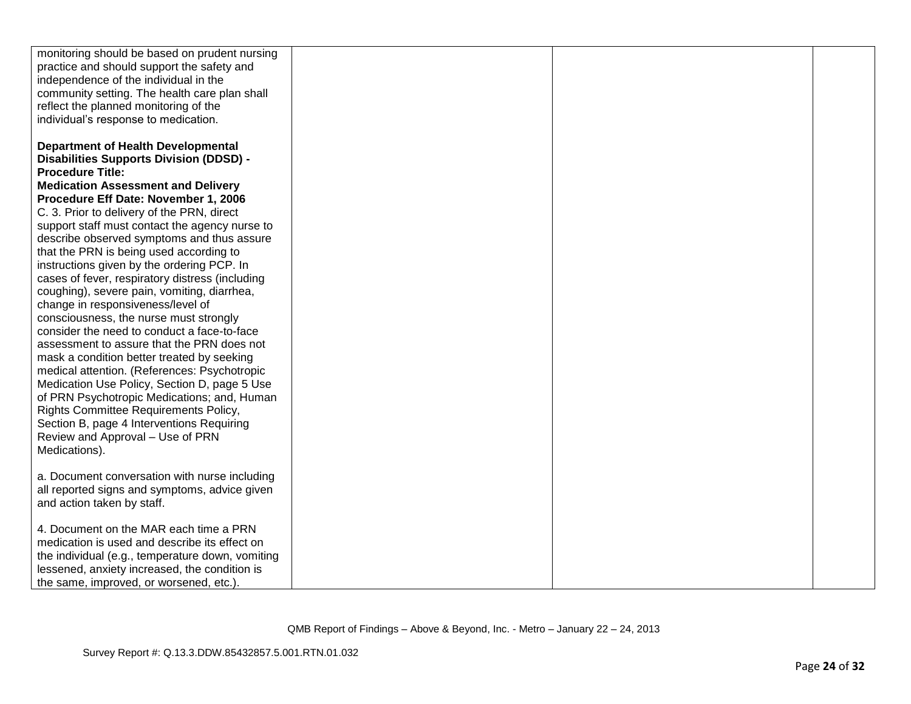| | | | |
|---|---|---|---|
| monitoring should be based on prudent nursing practice and should support the safety and independence of the individual in the community setting. The health care plan shall reflect the planned monitoring of the individual's response to medication.<br><br>**Department of Health Developmental Disabilities Supports Division (DDSD) - Procedure Title: Medication Assessment and Delivery Procedure Eff Date: November 1, 2006**<br>C. 3. Prior to delivery of the PRN, direct support staff must contact the agency nurse to describe observed symptoms and thus assure that the PRN is being used according to instructions given by the ordering PCP. In cases of fever, respiratory distress (including coughing), severe pain, vomiting, diarrhea, change in responsiveness/level of consciousness, the nurse must strongly consider the need to conduct a face-to-face assessment to assure that the PRN does not mask a condition better treated by seeking medical attention. (References: Psychotropic Medication Use Policy, Section D, page 5 Use of PRN Psychotropic Medications; and, Human Rights Committee Requirements Policy, Section B, page 4 Interventions Requiring Review and Approval – Use of PRN Medications).<br><br>a. Document conversation with nurse including all reported signs and symptoms, advice given and action taken by staff.<br><br>4. Document on the MAR each time a PRN medication is used and describe its effect on the individual (e.g., temperature down, vomiting lessened, anxiety increased, the condition is the same, improved, or worsened, etc.). | | | |

QMB Report of Findings – Above & Beyond, Inc. - Metro – January 22 – 24, 2013

Survey Report #: Q.13.3.DDW.85432857.5.001.RTN.01.032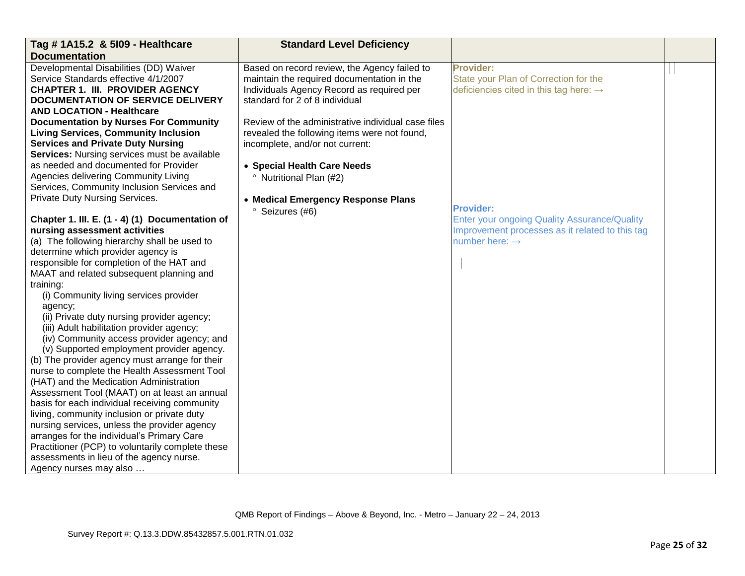| Tag # 1A15.2 & 5I09 - Healthcare Documentation | Standard Level Deficiency | | |
|---|---|---|---|
| Developmental Disabilities (DD) Waiver Service Standards effective 4/1/2007<br>**CHAPTER 1. III. PROVIDER AGENCY DOCUMENTATION OF SERVICE DELIVERY AND LOCATION - Healthcare Documentation by Nurses For Community Living Services, Community Inclusion Services and Private Duty Nursing Services:** Nursing services must be available as needed and documented for Provider Agencies delivering Community Living Services, Community Inclusion Services and Private Duty Nursing Services.<br><br>**Chapter 1. III. E. (1 - 4) (1) Documentation of nursing assessment activities**<br>(a) The following hierarchy shall be used to determine which provider agency is responsible for completion of the HAT and MAAT and related subsequent planning and training:<br>(i) Community living services provider agency;<br>(ii) Private duty nursing provider agency;<br>(iii) Adult habilitation provider agency;<br>(iv) Community access provider agency; and<br>(v) Supported employment provider agency.<br>(b) The provider agency must arrange for their nurse to complete the Health Assessment Tool (HAT) and the Medication Administration Assessment Tool (MAAT) on at least an annual basis for each individual receiving community living, community inclusion or private duty nursing services, unless the provider agency arranges for the individual's Primary Care Practitioner (PCP) to voluntarily complete these assessments in lieu of the agency nurse. Agency nurses may also … | Based on record review, the Agency failed to maintain the required documentation in the Individuals Agency Record as required per standard for 2 of 8 individual<br><br>Review of the administrative individual case files revealed the following items were not found, incomplete, and/or not current:<br><br>• **Special Health Care Needs**<br>° Nutritional Plan (#2)<br><br>• **Medical Emergency Response Plans**<br>° Seizures (#6) | **Provider:**<br>State your Plan of Correction for the deficiencies cited in this tag here: →<br><br>**Provider:**<br>Enter your ongoing Quality Assurance/Quality Improvement processes as it related to this tag number here: → | |

QMB Report of Findings – Above & Beyond, Inc. - Metro – January 22 – 24, 2013

Survey Report #: Q.13.3.DDW.85432857.5.001.RTN.01.032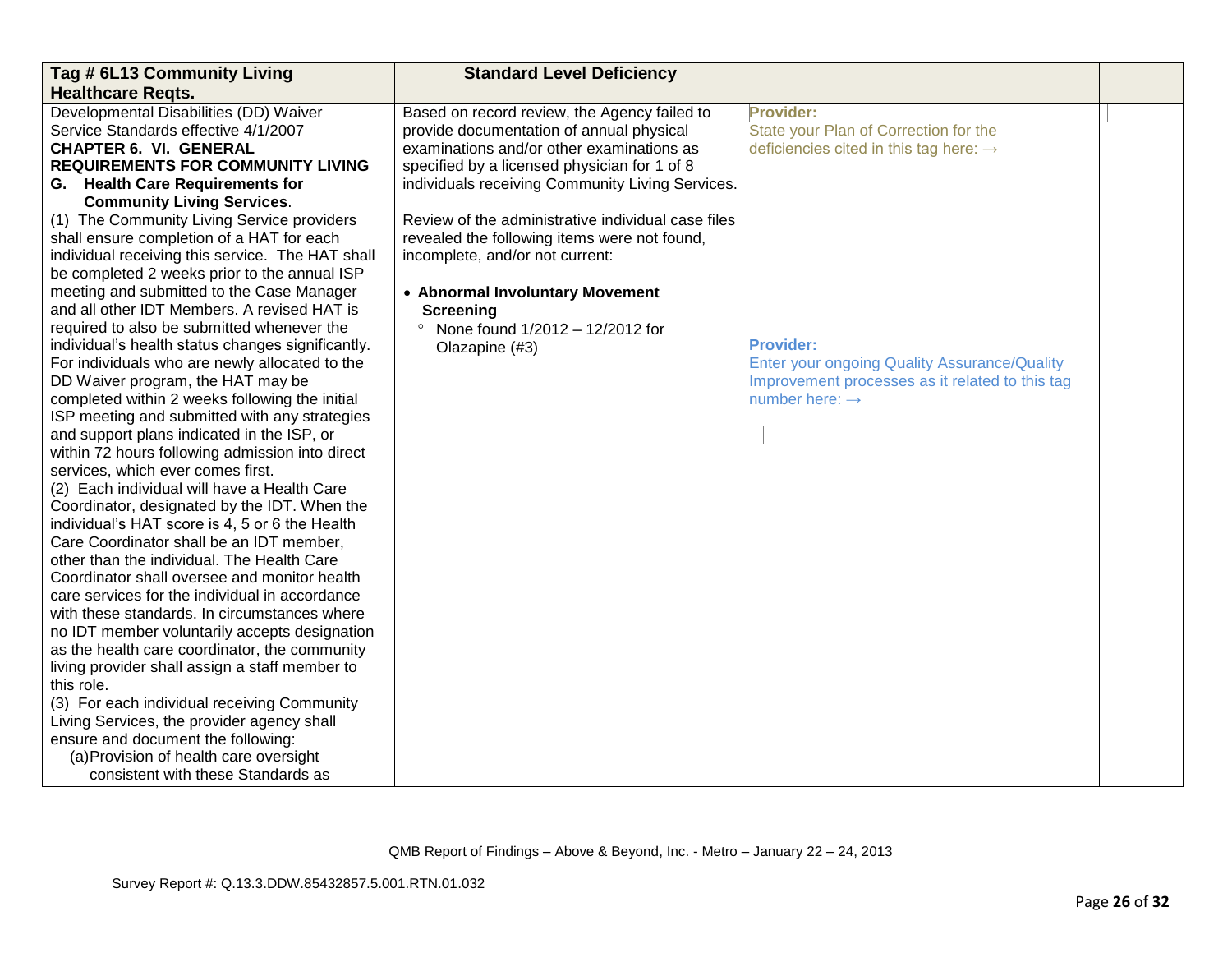| Tag # 6L13 Community Living Healthcare Reqts. | Standard Level Deficiency | | |
|---|---|---|---|
| Developmental Disabilities (DD) Waiver Service Standards effective 4/1/2007<br>**CHAPTER 6. VI. GENERAL REQUIREMENTS FOR COMMUNITY LIVING**<br>**G. Health Care Requirements for Community Living Services**.<br>(1) The Community Living Service providers shall ensure completion of a HAT for each individual receiving this service. The HAT shall be completed 2 weeks prior to the annual ISP meeting and submitted to the Case Manager and all other IDT Members. A revised HAT is required to also be submitted whenever the individual's health status changes significantly. For individuals who are newly allocated to the DD Waiver program, the HAT may be completed within 2 weeks following the initial ISP meeting and submitted with any strategies and support plans indicated in the ISP, or within 72 hours following admission into direct services, which ever comes first.<br>(2) Each individual will have a Health Care Coordinator, designated by the IDT. When the individual's HAT score is 4, 5 or 6 the Health Care Coordinator shall be an IDT member, other than the individual. The Health Care Coordinator shall oversee and monitor health care services for the individual in accordance with these standards. In circumstances where no IDT member voluntarily accepts designation as the health care coordinator, the community living provider shall assign a staff member to this role.<br>(3) For each individual receiving Community Living Services, the provider agency shall ensure and document the following:<br>(a) Provision of health care oversight consistent with these Standards as | Based on record review, the Agency failed to provide documentation of annual physical examinations and/or other examinations as specified by a licensed physician for 1 of 8 individuals receiving Community Living Services.<br><br>Review of the administrative individual case files revealed the following items were not found, incomplete, and/or not current:<br><br>• **Abnormal Involuntary Movement Screening**<br>° None found 1/2012 – 12/2012 for Olazapine (#3) | **Provider:**<br>State your Plan of Correction for the deficiencies cited in this tag here: →<br><br><br><br><br>**Provider:**<br>Enter your ongoing Quality Assurance/Quality Improvement processes as it related to this tag number here: → | |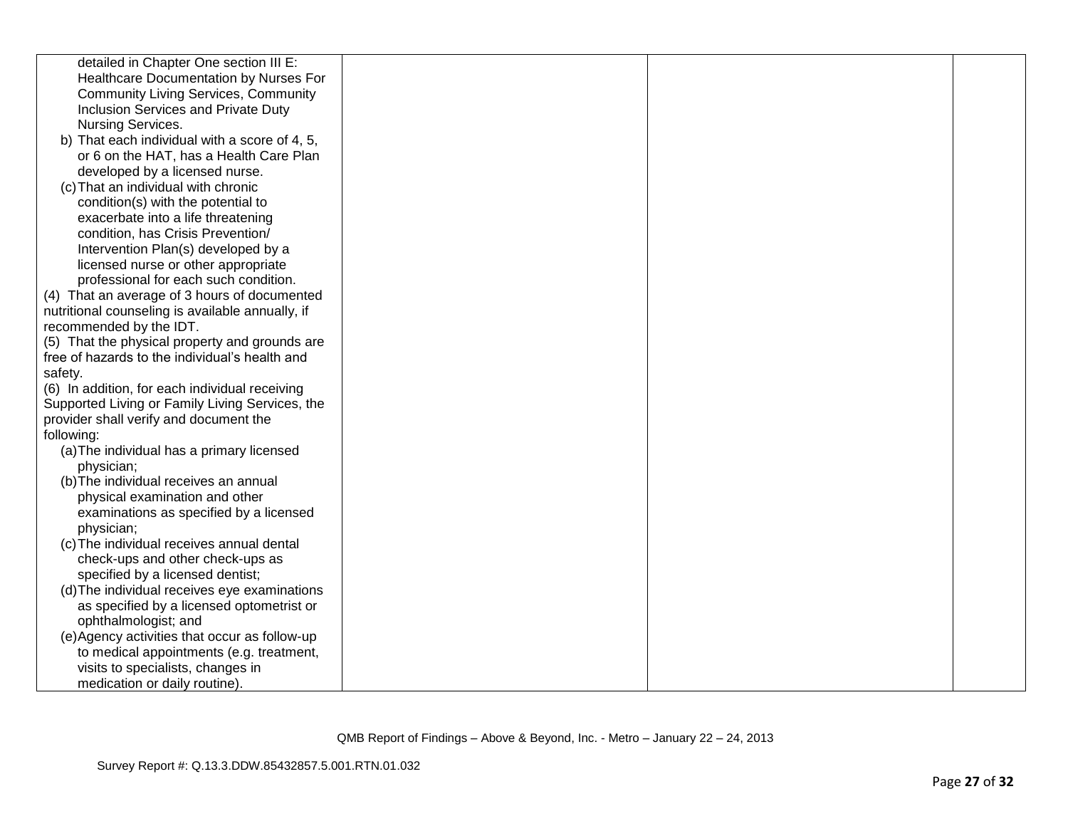| | | | |
|---|---|---|---|
| detailed in Chapter One section III E: Healthcare Documentation by Nurses For Community Living Services, Community Inclusion Services and Private Duty Nursing Services.<br>b) That each individual with a score of 4, 5, or 6 on the HAT, has a Health Care Plan developed by a licensed nurse.<br>(c) That an individual with chronic condition(s) with the potential to exacerbate into a life threatening condition, has Crisis Prevention/ Intervention Plan(s) developed by a licensed nurse or other appropriate professional for each such condition.<br>(4) That an average of 3 hours of documented nutritional counseling is available annually, if recommended by the IDT.<br>(5) That the physical property and grounds are free of hazards to the individual's health and safety.<br>(6) In addition, for each individual receiving Supported Living or Family Living Services, the provider shall verify and document the following:<br>(a) The individual has a primary licensed physician;<br>(b) The individual receives an annual physical examination and other examinations as specified by a licensed physician;<br>(c) The individual receives annual dental check-ups and other check-ups as specified by a licensed dentist;<br>(d) The individual receives eye examinations as specified by a licensed optometrist or ophthalmologist; and<br>(e) Agency activities that occur as follow-up to medical appointments (e.g. treatment, visits to specialists, changes in medication or daily routine). | | | |

QMB Report of Findings – Above & Beyond, Inc. - Metro – January 22 – 24, 2013

Survey Report #: Q.13.3.DDW.85432857.5.001.RTN.01.032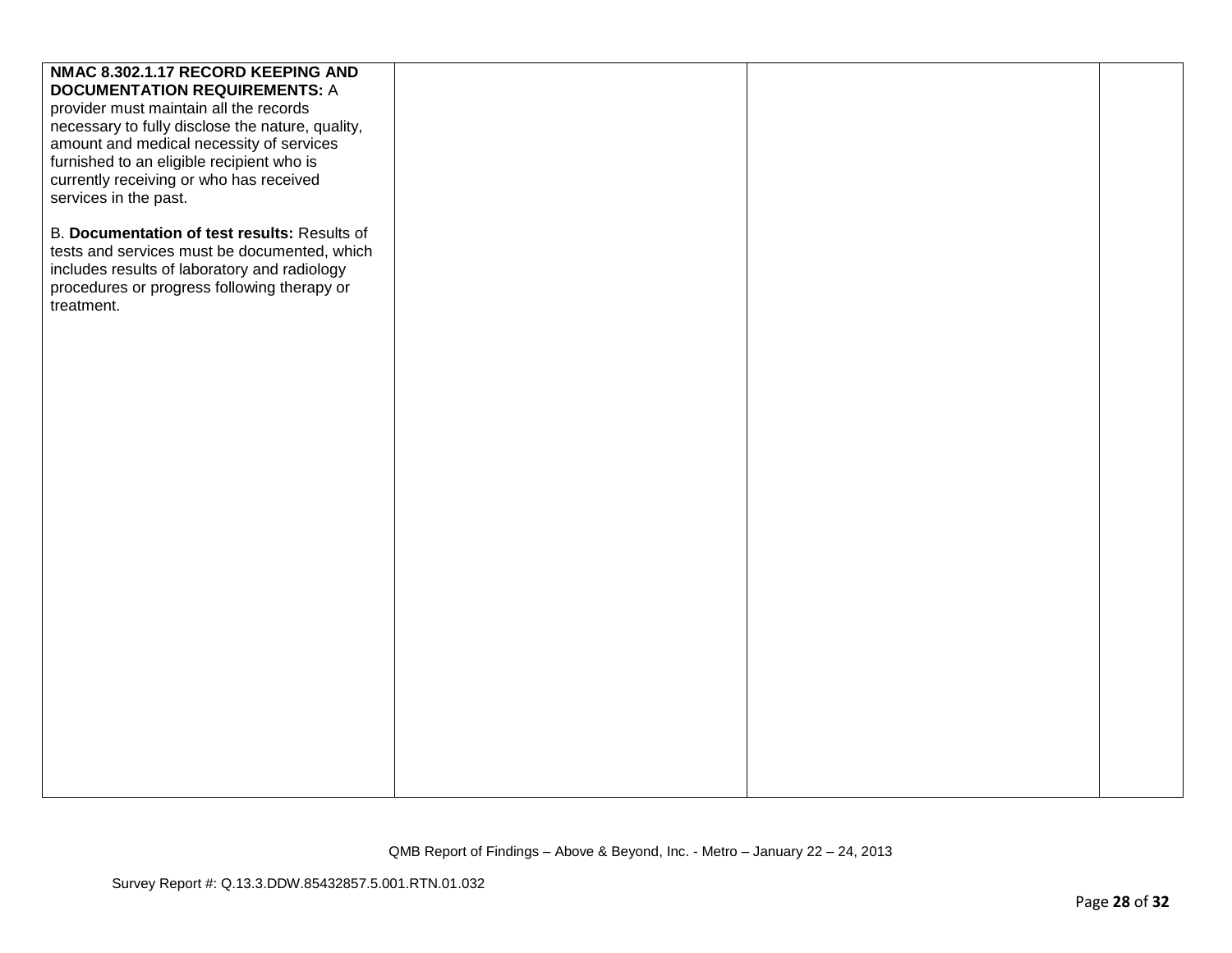| | | | |
|---|---|---|---|
| **NMAC 8.302.1.17 RECORD KEEPING AND DOCUMENTATION REQUIREMENTS:** A provider must maintain all the records necessary to fully disclose the nature, quality, amount and medical necessity of services furnished to an eligible recipient who is currently receiving or who has received services in the past.<br><br>B. **Documentation of test results:** Results of tests and services must be documented, which includes results of laboratory and radiology procedures or progress following therapy or treatment. | | | |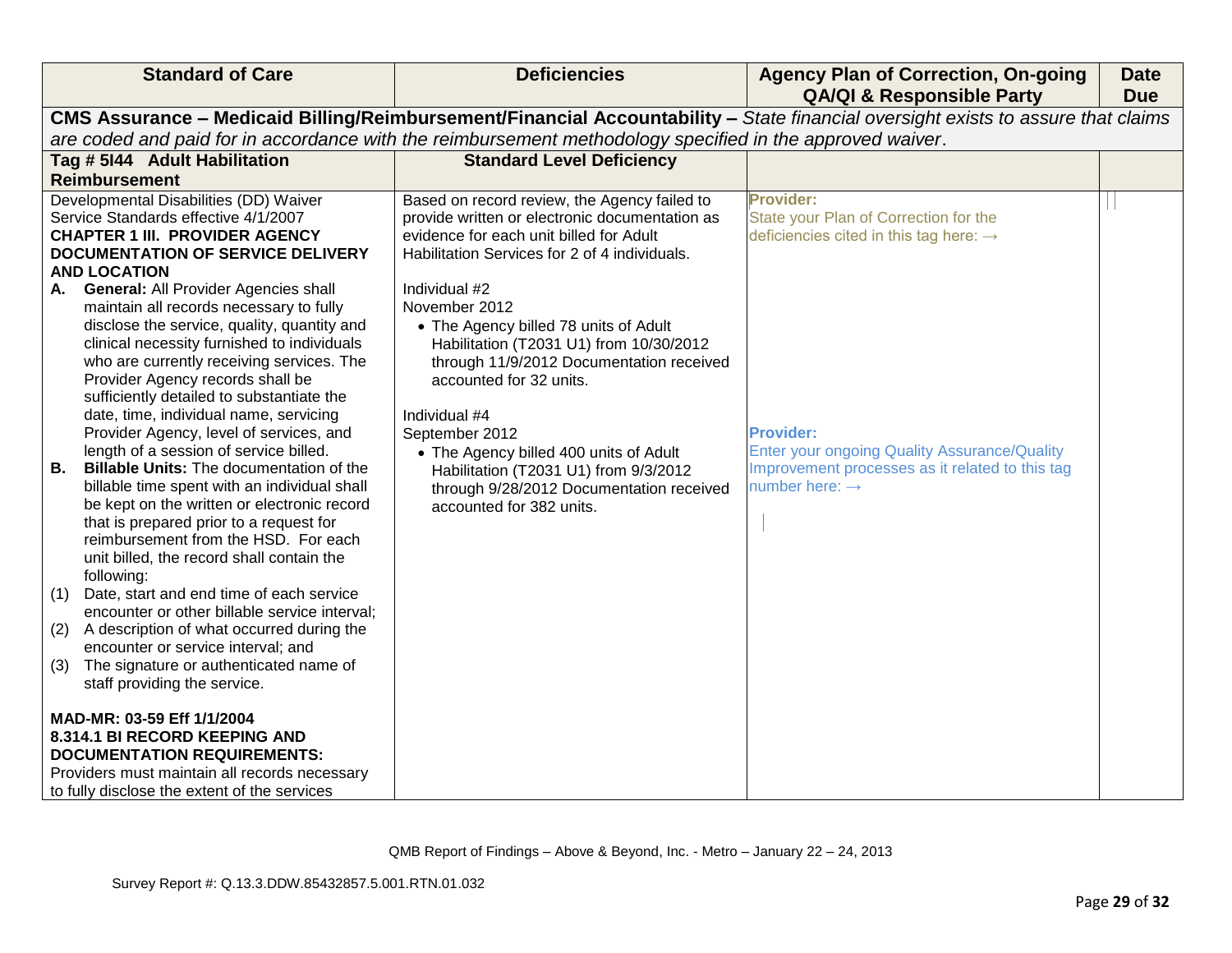| Standard of Care | Deficiencies | Agency Plan of Correction, On-going QA/QI & Responsible Party | Date Due |
|---|---|---|---|
| **CMS Assurance – Medicaid Billing/Reimbursement/Financial Accountability –** *State financial oversight exists to assure that claims are coded and paid for in accordance with the reimbursement methodology specified in the approved waiver.* | | | |
| **Tag # 5I44 Adult Habilitation Reimbursement** | **Standard Level Deficiency** | | |
| Developmental Disabilities (DD) Waiver Service Standards effective 4/1/2007<br>**CHAPTER 1 III. PROVIDER AGENCY DOCUMENTATION OF SERVICE DELIVERY AND LOCATION**<br>**A. General:** All Provider Agencies shall maintain all records necessary to fully disclose the service, quality, quantity and clinical necessity furnished to individuals who are currently receiving services. The Provider Agency records shall be sufficiently detailed to substantiate the date, time, individual name, servicing Provider Agency, level of services, and length of a session of service billed.<br>**B. Billable Units:** The documentation of the billable time spent with an individual shall be kept on the written or electronic record that is prepared prior to a request for reimbursement from the HSD. For each unit billed, the record shall contain the following:<br>(1) Date, start and end time of each service encounter or other billable service interval;<br>(2) A description of what occurred during the encounter or service interval; and<br>(3) The signature or authenticated name of staff providing the service.<br><br>**MAD-MR: 03-59 Eff 1/1/2004**<br>**8.314.1 BI RECORD KEEPING AND DOCUMENTATION REQUIREMENTS:**<br>Providers must maintain all records necessary to fully disclose the extent of the services | Based on record review, the Agency failed to provide written or electronic documentation as evidence for each unit billed for Adult Habilitation Services for 2 of 4 individuals.<br><br>Individual #2<br>November 2012<br>• The Agency billed 78 units of Adult Habilitation (T2031 U1) from 10/30/2012 through 11/9/2012 Documentation received accounted for 32 units.<br><br>Individual #4<br>September 2012<br>• The Agency billed 400 units of Adult Habilitation (T2031 U1) from 9/3/2012 through 9/28/2012 Documentation received accounted for 382 units. | **Provider:**<br>State your Plan of Correction for the deficiencies cited in this tag here: →<br><br>**Provider:**<br>Enter your ongoing Quality Assurance/Quality Improvement processes as it related to this tag number here: → | |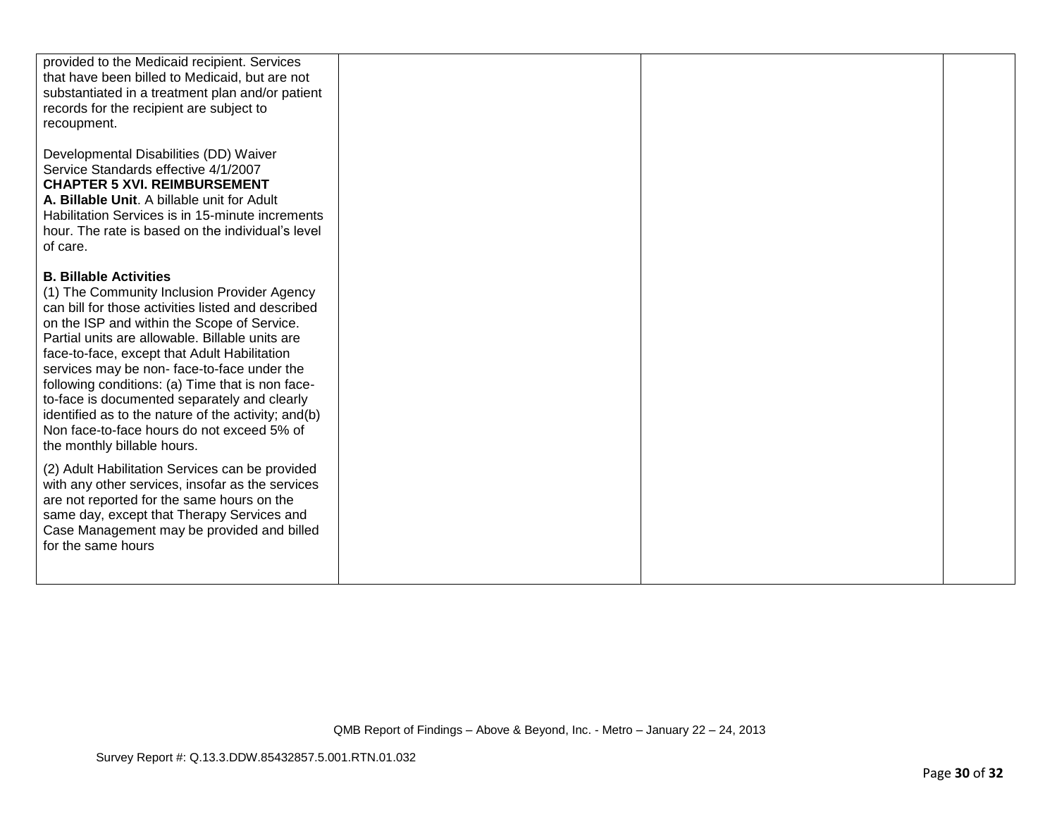| | | | |
|---|---|---|---|
| provided to the Medicaid recipient. Services that have been billed to Medicaid, but are not substantiated in a treatment plan and/or patient records for the recipient are subject to recoupment.<br><br>Developmental Disabilities (DD) Waiver Service Standards effective 4/1/2007<br>**CHAPTER 5 XVI. REIMBURSEMENT**<br>**A. Billable Unit**. A billable unit for Adult Habilitation Services is in 15-minute increments hour. The rate is based on the individual's level of care.<br><br>**B. Billable Activities**<br>(1) The Community Inclusion Provider Agency can bill for those activities listed and described on the ISP and within the Scope of Service. Partial units are allowable. Billable units are face-to-face, except that Adult Habilitation services may be non- face-to-face under the following conditions: (a) Time that is non face-to-face is documented separately and clearly identified as to the nature of the activity; and(b) Non face-to-face hours do not exceed 5% of the monthly billable hours.<br><br>(2) Adult Habilitation Services can be provided with any other services, insofar as the services are not reported for the same hours on the same day, except that Therapy Services and Case Management may be provided and billed for the same hours | | | |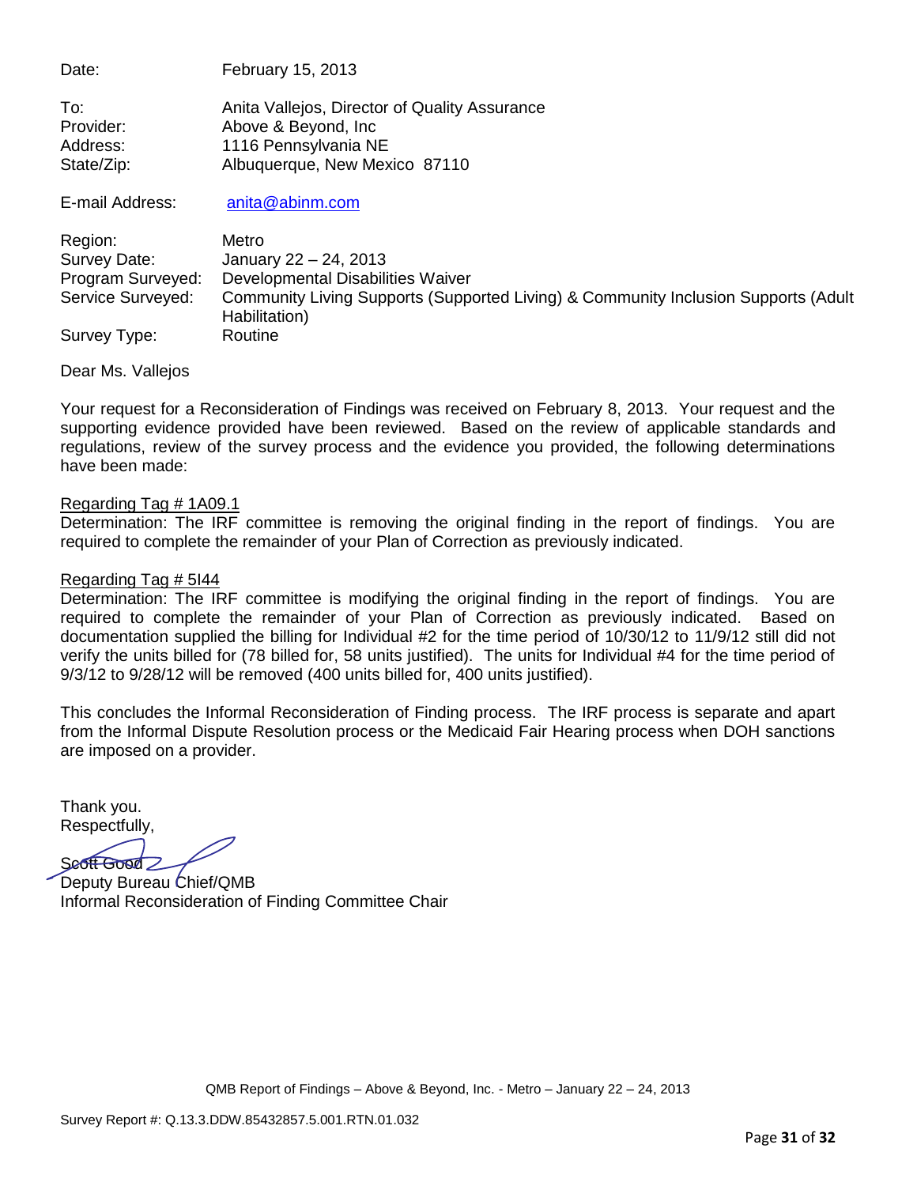Date: February 15, 2013

To: Anita Vallejos, Director of Quality Assurance
Provider: Above & Beyond, Inc
Address: 1116 Pennsylvania NE
State/Zip: Albuquerque, New Mexico 87110

E-mail Address: anita@abinm.com

Region: Metro
Survey Date: January 22 – 24, 2013
Program Surveyed: Developmental Disabilities Waiver
Service Surveyed: Community Living Supports (Supported Living) & Community Inclusion Supports (Adult Habilitation)
Survey Type: Routine

Dear Ms. Vallejos

Your request for a Reconsideration of Findings was received on February 8, 2013. Your request and the supporting evidence provided have been reviewed. Based on the review of applicable standards and regulations, review of the survey process and the evidence you provided, the following determinations have been made:

Regarding Tag # 1A09.1
Determination: The IRF committee is removing the original finding in the report of findings. You are required to complete the remainder of your Plan of Correction as previously indicated.

Regarding Tag # 5I44
Determination: The IRF committee is modifying the original finding in the report of findings. You are required to complete the remainder of your Plan of Correction as previously indicated. Based on documentation supplied the billing for Individual #2 for the time period of 10/30/12 to 11/9/12 still did not verify the units billed for (78 billed for, 58 units justified). The units for Individual #4 for the time period of 9/3/12 to 9/28/12 will be removed (400 units billed for, 400 units justified).

This concludes the Informal Reconsideration of Finding process. The IRF process is separate and apart from the Informal Dispute Resolution process or the Medicaid Fair Hearing process when DOH sanctions are imposed on a provider.

Thank you.
Respectfully,

Scott Good
Deputy Bureau Chief/QMB
Informal Reconsideration of Finding Committee Chair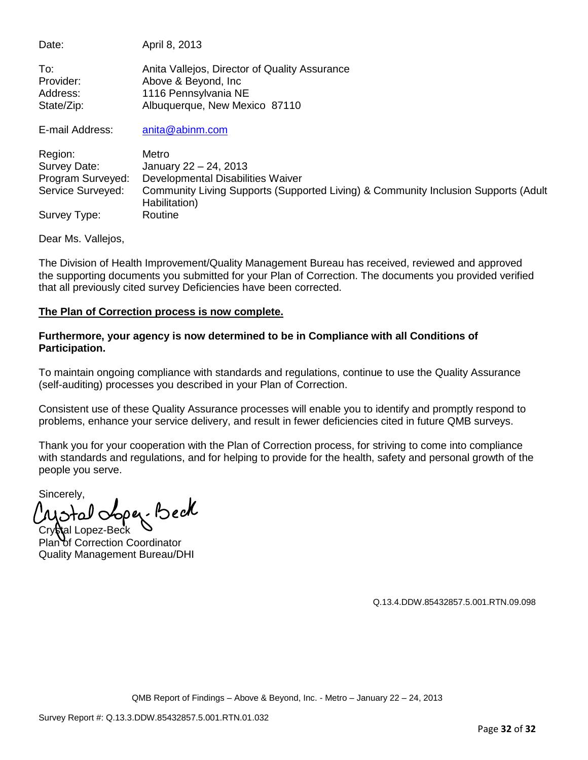| | |
|---|---|
| Date: | April 8, 2013 |
| To: | Anita Vallejos, Director of Quality Assurance |
| Provider: | Above & Beyond, Inc |
| Address: | 1116 Pennsylvania NE |
| State/Zip: | Albuquerque, New Mexico 87110 |
| E-mail Address: | anita@abinm.com |
| Region: | Metro |
| Survey Date: | January 22 – 24, 2013 |
| Program Surveyed: | Developmental Disabilities Waiver |
| Service Surveyed: | Community Living Supports (Supported Living) & Community Inclusion Supports (Adult Habilitation) |
| Survey Type: | Routine |

Dear Ms. Vallejos,

The Division of Health Improvement/Quality Management Bureau has received, reviewed and approved the supporting documents you submitted for your Plan of Correction. The documents you provided verified that all previously cited survey Deficiencies have been corrected.

**The Plan of Correction process is now complete.**

**Furthermore, your agency is now determined to be in Compliance with all Conditions of Participation.**

To maintain ongoing compliance with standards and regulations, continue to use the Quality Assurance (self-auditing) processes you described in your Plan of Correction.

Consistent use of these Quality Assurance processes will enable you to identify and promptly respond to problems, enhance your service delivery, and result in fewer deficiencies cited in future QMB surveys.

Thank you for your cooperation with the Plan of Correction process, for striving to come into compliance with standards and regulations, and for helping to provide for the health, safety and personal growth of the people you serve.

Sincerely,

Crystal Lopez-Beck

Crystal Lopez-Beck
Plan of Correction Coordinator
Quality Management Bureau/DHI

Q.13.4.DDW.85432857.5.001.RTN.09.098

QMB Report of Findings – Above & Beyond, Inc. - Metro – January 22 – 24, 2013

Survey Report #: Q.13.3.DDW.85432857.5.001.RTN.01.032